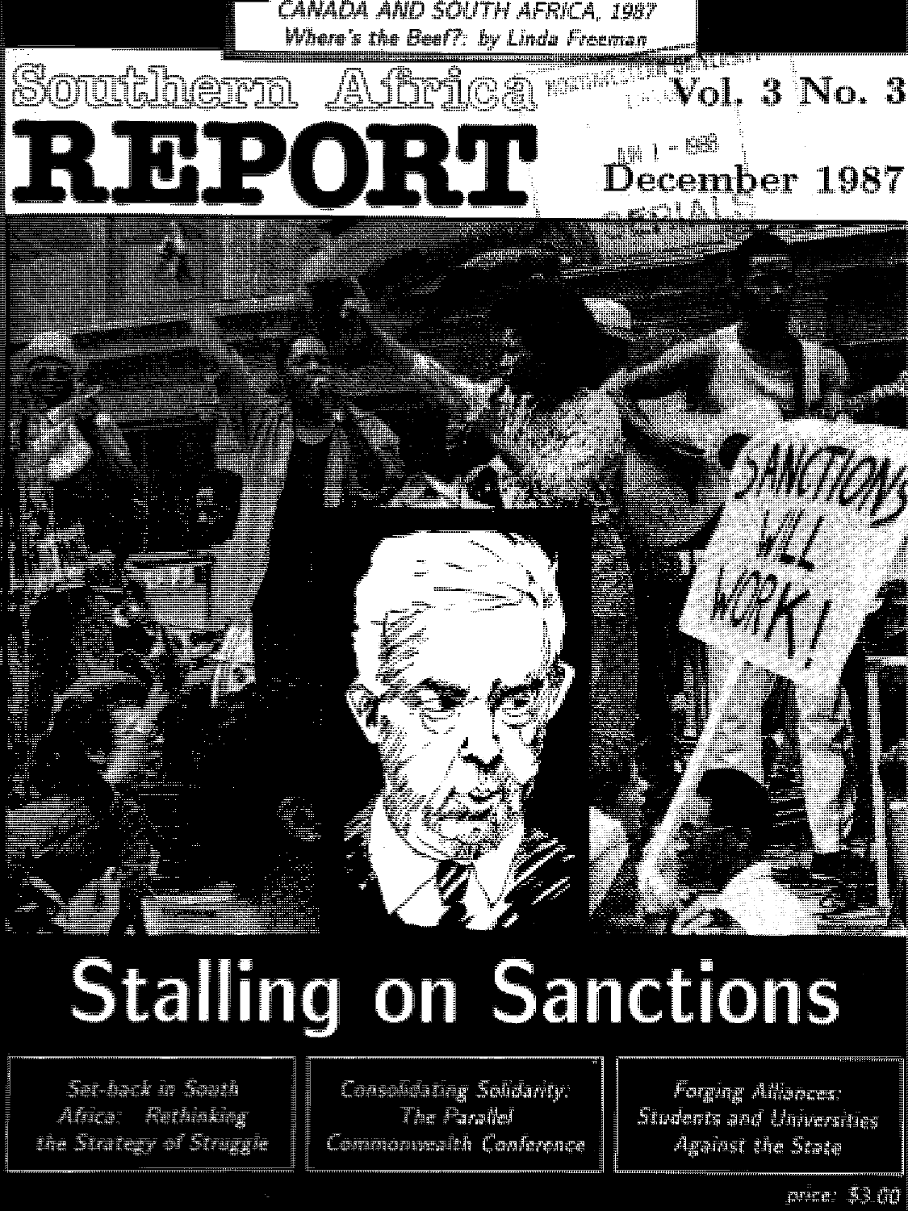CANADA AND SOUTH AFRICA, 1987

*Where's the Beef?: by Linda Freeman*

# Southern Africa REPORT

Vol. 3 No. 3

December 1987

SANCTIONS WILL WORK!

# Stalling on Sanctions

*Set-back in South Africa: Rethinking the Strategy of Struggle*

*Consolidating Solidarity: The Parallel Commonwealth Conference*

*Forging Alliances: Students and Universities Against the State*

price: $3.00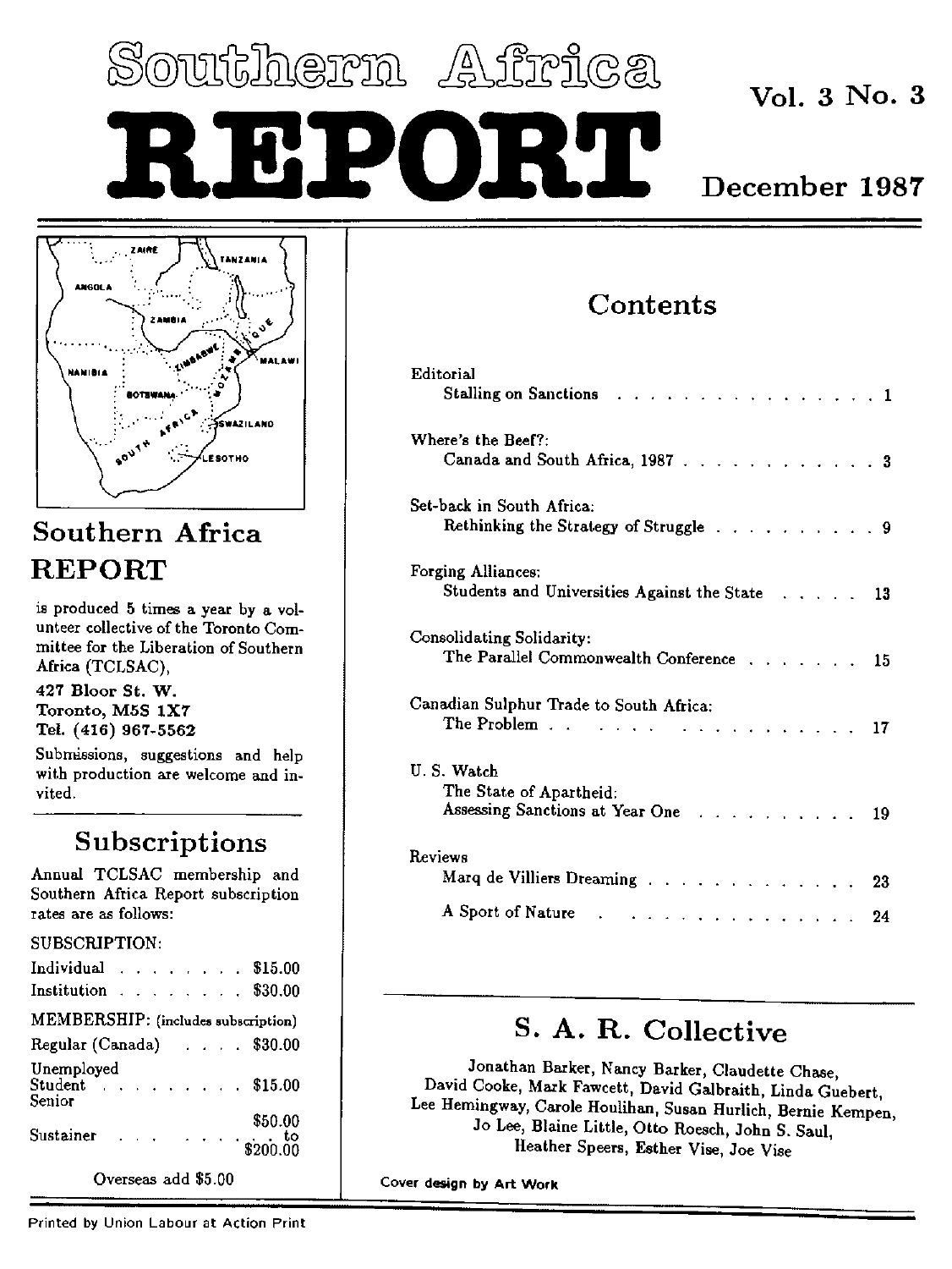# Southern Africa REPORT

Vol. 3 No. 3

December 1987

## Southern Africa REPORT

is produced 5 times a year by a volunteer collective of the Toronto Committee for the Liberation of Southern Africa (TCLSAC),

**427 Bloor St. W.**
**Toronto, M5S 1X7**
**Tel. (416) 967-5562**

Submissions, suggestions and help with production are welcome and invited.

## Subscriptions

Annual TCLSAC membership and Southern Africa Report subscription rates are as follows:

SUBSCRIPTION:

| | |
|---|---|
| Individual | $15.00 |
| Institution | $30.00 |

MEMBERSHIP: (includes subscription)

| | |
|---|---|
| Regular (Canada) | $30.00 |
| Unemployed / Student / Senior | $15.00 |
| Sustainer | $50.00 to $200.00 |

Overseas add $5.00

## Contents

Editorial
Stalling on Sanctions . . . . . 1

Where's the Beef?:
Canada and South Africa, 1987 . . . . . 3

Set-back in South Africa:
Rethinking the Strategy of Struggle . . . . . 9

Forging Alliances:
Students and Universities Against the State . . . . . 13

Consolidating Solidarity:
The Parallel Commonwealth Conference . . . . . 15

Canadian Sulphur Trade to South Africa:
The Problem . . . . . 17

U. S. Watch
The State of Apartheid:
Assessing Sanctions at Year One . . . . . 19

Reviews
Marq de Villiers Dreaming . . . . . 23

A Sport of Nature . . . . . 24

## S. A. R. Collective

Jonathan Barker, Nancy Barker, Claudette Chase, David Cooke, Mark Fawcett, David Galbraith, Linda Guebert, Lee Hemingway, Carole Houlihan, Susan Hurlich, Bernie Kempen, Jo Lee, Blaine Little, Otto Roesch, John S. Saul, Heather Speers, Esther Vise, Joe Vise

Cover design by Art Work

Printed by Union Labour at Action Print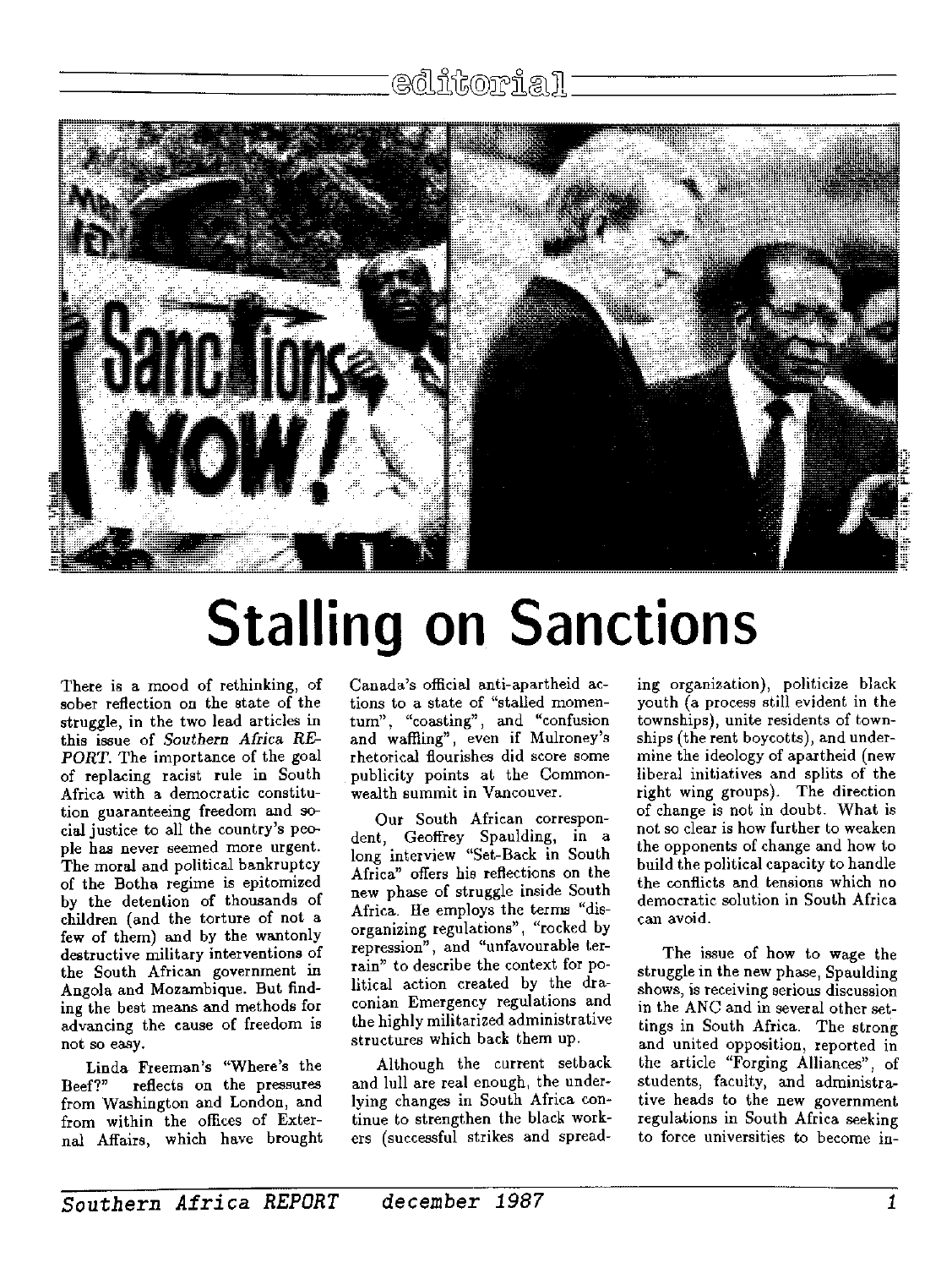editorial

# Stalling on Sanctions

There is a mood of rethinking, of sober reflection on the state of the struggle, in the two lead articles in this issue of *Southern Africa REPORT*. The importance of the goal of replacing racist rule in South Africa with a democratic constitution guaranteeing freedom and social justice to all the country's people has never seemed more urgent. The moral and political bankruptcy of the Botha regime is epitomized by the detention of thousands of children (and the torture of not a few of them) and by the wantonly destructive military interventions of the South African government in Angola and Mozambique. But finding the best means and methods for advancing the cause of freedom is not so easy.

Linda Freeman's "Where's the Beef?" reflects on the pressures from Washington and London, and from within the offices of External Affairs, which have brought Canada's official anti-apartheid actions to a state of "stalled momentum", "coasting", and "confusion and waffling", even if Mulroney's rhetorical flourishes did score some publicity points at the Commonwealth summit in Vancouver.

Our South African correspondent, Geoffrey Spaulding, in a long interview "Set-Back in South Africa" offers his reflections on the new phase of struggle inside South Africa. He employs the terms "disorganizing regulations", "rocked by repression", and "unfavourable terrain" to describe the context for political action created by the draconian Emergency regulations and the highly militarized administrative structures which back them up.

Although the current setback and lull are real enough, the underlying changes in South Africa continue to strengthen the black workers (successful strikes and spreading organization), politicize black youth (a process still evident in the townships), unite residents of townships (the rent boycotts), and undermine the ideology of apartheid (new liberal initiatives and splits of the right wing groups). The direction of change is not in doubt. What is not so clear is how further to weaken the opponents of change and how to build the political capacity to handle the conflicts and tensions which no democratic solution in South Africa can avoid.

The issue of how to wage the struggle in the new phase, Spaulding shows, is receiving serious discussion in the ANC and in several other settings in South Africa. The strong and united opposition, reported in the article "Forging Alliances", of students, faculty, and administrative heads to the new government regulations in South Africa seeking to force universities to become in-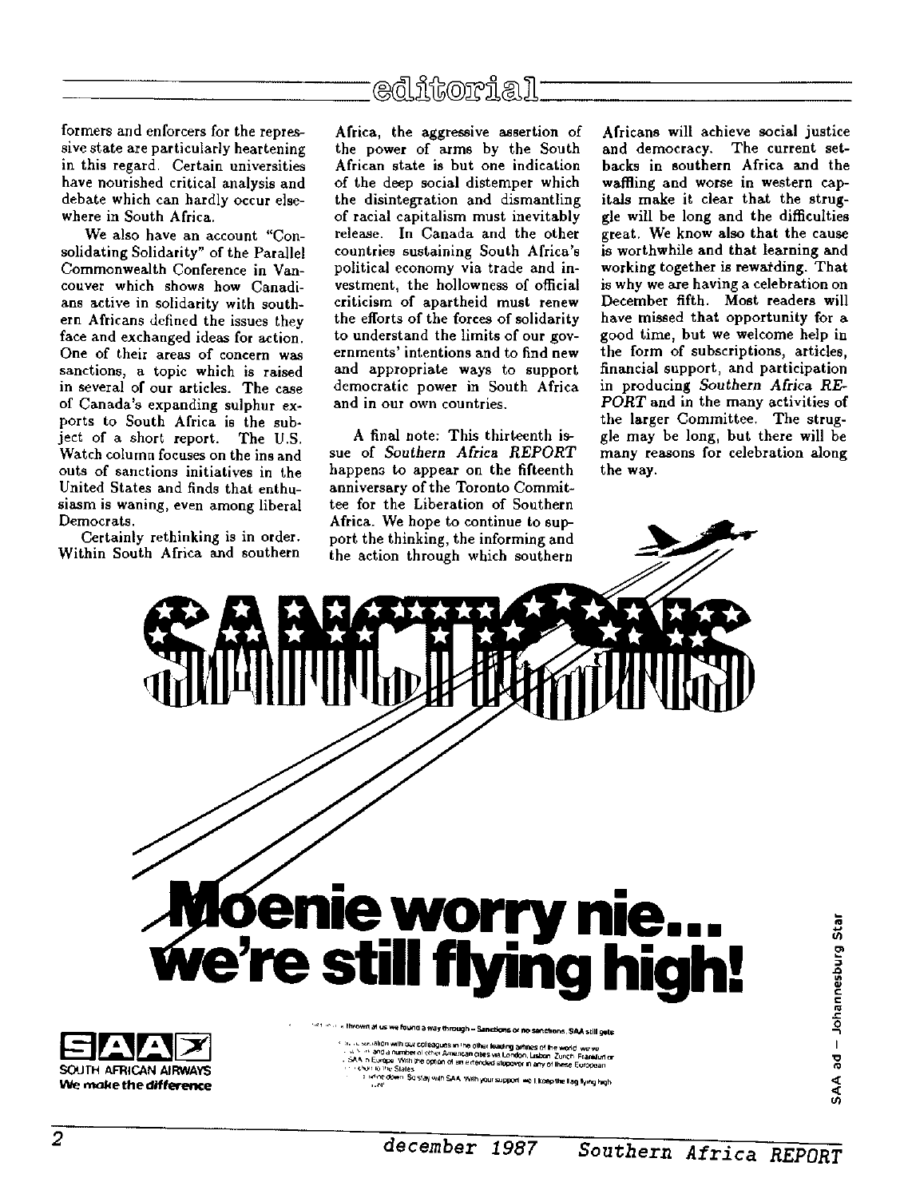formers and enforcers for the repressive state are particularly heartening in this regard. Certain universities have nourished critical analysis and debate which can hardly occur elsewhere in South Africa.

We also have an account "Consolidating Solidarity" of the Parallel Commonwealth Conference in Vancouver which shows how Canadians active in solidarity with southern Africans defined the issues they face and exchanged ideas for action. One of their areas of concern was sanctions, a topic which is raised in several of our articles. The case of Canada's expanding sulphur exports to South Africa is the subject of a short report. The U.S. Watch column focuses on the ins and outs of sanctions initiatives in the United States and finds that enthusiasm is waning, even among liberal Democrats.

Certainly rethinking is in order. Within South Africa and southern Africa, the aggressive assertion of the power of arms by the South African state is but one indication of the deep social distemper which the disintegration and dismantling of racial capitalism must inevitably release. In Canada and the other countries sustaining South Africa's political economy via trade and investment, the hollowness of official criticism of apartheid must renew the efforts of the forces of solidarity to understand the limits of our governments' intentions and to find new and appropriate ways to support democratic power in South Africa and in our own countries.

A final note: This thirteenth issue of *Southern Africa REPORT* happens to appear on the fifteenth anniversary of the Toronto Committee for the Liberation of Southern Africa. We hope to continue to support the thinking, the informing and the action through which southern Africans will achieve social justice and democracy. The current setbacks in southern Africa and the waffling and worse in western capitals make it clear that the struggle will be long and the difficulties great. We know also that the cause is worthwhile and that learning and working together is rewarding. That is why we are having a celebration on December fifth. Most readers will have missed that opportunity for a good time, but we welcome help in the form of subscriptions, articles, financial support, and participation in producing *Southern Africa REPORT* and in the many activities of the larger Committee. The struggle may be long, but there will be many reasons for celebration along the way.

SANCTIONS

**Moenie worry nie... we're still flying high!**

SAA SOUTH AFRICAN AIRWAYS *We make the difference*

SAA ad – Johannesburg Star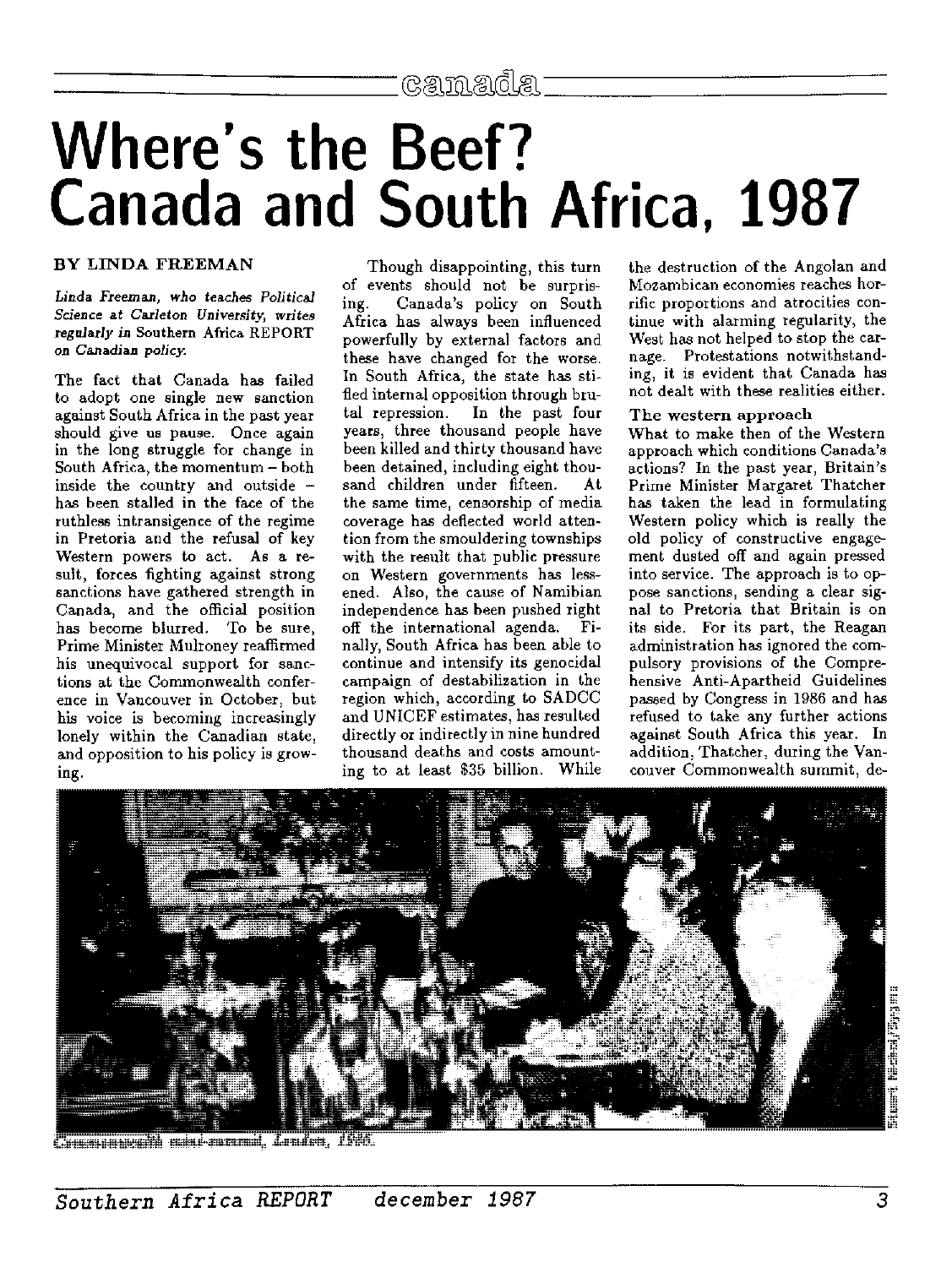# Where's the Beef? Canada and South Africa, 1987

**BY LINDA FREEMAN**

*Linda Freeman, who teaches Political Science at Carleton University, writes regularly in* Southern Africa REPORT *on Canadian policy.*

The fact that Canada has failed to adopt one single new sanction against South Africa in the past year should give us pause. Once again in the long struggle for change in South Africa, the momentum – both inside the country and outside – has been stalled in the face of the ruthless intransigence of the regime in Pretoria and the refusal of key Western powers to act. As a result, forces fighting against strong sanctions have gathered strength in Canada, and the official position has become blurred. To be sure, Prime Minister Mulroney reaffirmed his unequivocal support for sanctions at the Commonwealth conference in Vancouver in October, but his voice is becoming increasingly lonely within the Canadian state, and opposition to his policy is growing.

Though disappointing, this turn of events should not be surprising. Canada's policy on South Africa has always been influenced powerfully by external factors and these have changed for the worse. In South Africa, the state has stifled internal opposition through brutal repression. In the past four years, three thousand people have been killed and thirty thousand have been detained, including eight thousand children under fifteen. At the same time, censorship of media coverage has deflected world attention from the smouldering townships with the result that public pressure on Western governments has lessened. Also, the cause of Namibian independence has been pushed right off the international agenda. Finally, South Africa has been able to continue and intensify its genocidal campaign of destabilization in the region which, according to SADCC and UNICEF estimates, has resulted directly or indirectly in nine hundred thousand deaths and costs amounting to at least $35 billion. While the destruction of the Angolan and Mozambican economies reaches horrific proportions and atrocities continue with alarming regularity, the West has not helped to stop the carnage. Protestations notwithstanding, it is evident that Canada has not dealt with these realities either.

### The western approach

What to make then of the Western approach which conditions Canada's actions? In the past year, Britain's Prime Minister Margaret Thatcher has taken the lead in formulating Western policy which is really the old policy of constructive engagement dusted off and again pressed into service. The approach is to oppose sanctions, sending a clear signal to Pretoria that Britain is on its side. For its part, the Reagan administration has ignored the compulsory provisions of the Comprehensive Anti-Apartheid Guidelines passed by Congress in 1986 and has refused to take any further actions against South Africa this year. In addition, Thatcher, during the Vancouver Commonwealth summit, de-

Commonwealth mini-summit, London, 1986.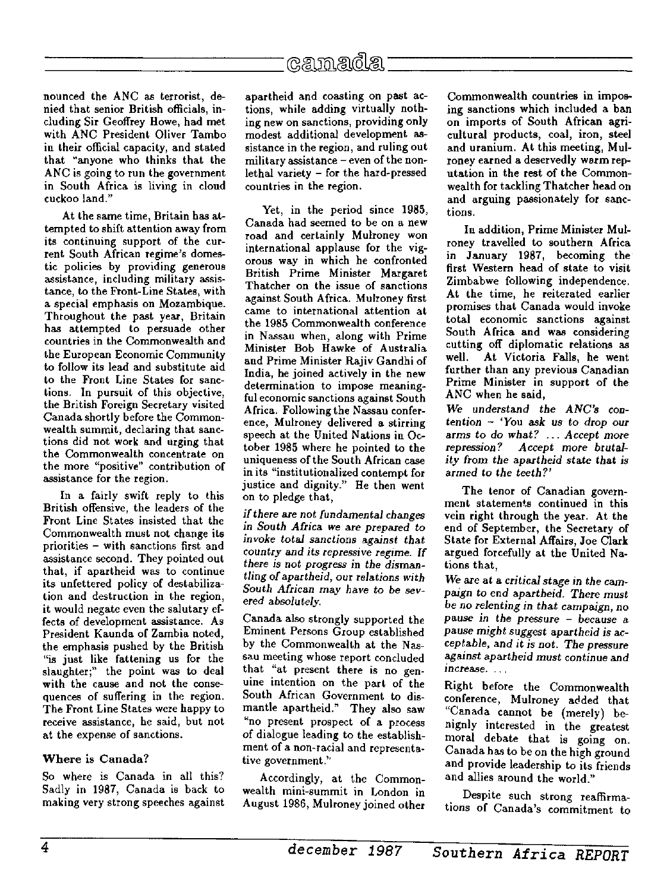nounced the ANC as terrorist, denied that senior British officials, including Sir Geoffrey Howe, had met with ANC President Oliver Tambo in their official capacity, and stated that "anyone who thinks that the ANC is going to run the government in South Africa is living in cloud cuckoo land."

At the same time, Britain has attempted to shift attention away from its continuing support of the current South African regime's domestic policies by providing generous assistance, including military assistance, to the Front-Line States, with a special emphasis on Mozambique. Throughout the past year, Britain has attempted to persuade other countries in the Commonwealth and the European Economic Community to follow its lead and substitute aid to the Front Line States for sanctions. In pursuit of this objective, the British Foreign Secretary visited Canada shortly before the Commonwealth summit, declaring that sanctions did not work and urging that the Commonwealth concentrate on the more "positive" contribution of assistance for the region.

In a fairly swift reply to this British offensive, the leaders of the Front Line States insisted that the Commonwealth must not change its priorities – with sanctions first and assistance second. They pointed out that, if apartheid was to continue its unfettered policy of destabilization and destruction in the region, it would negate even the salutary effects of development assistance. As President Kaunda of Zambia noted, the emphasis pushed by the British "is just like fattening us for the slaughter;" the point was to deal with the cause and not the consequences of suffering in the region. The Front Line States were happy to receive assistance, he said, but not at the expense of sanctions.

### Where is Canada?

So where is Canada in all this? Sadly in 1987, Canada is back to making very strong speeches against apartheid and coasting on past actions, while adding virtually nothing new on sanctions, providing only modest additional development assistance in the region, and ruling out military assistance – even of the non-lethal variety – for the hard-pressed countries in the region.

Yet, in the period since 1985, Canada had seemed to be on a new road and certainly Mulroney won international applause for the vigorous way in which he confronted British Prime Minister Margaret Thatcher on the issue of sanctions against South Africa. Mulroney first came to international attention at the 1985 Commonwealth conference in Nassau when, along with Prime Minister Bob Hawke of Australia and Prime Minister Rajiv Gandhi of India, he joined actively in the new determination to impose meaningful economic sanctions against South Africa. Following the Nassau conference, Mulroney delivered a stirring speech at the United Nations in October 1985 where he pointed to the uniqueness of the South African case in its "institutionalized contempt for justice and dignity." He then went on to pledge that,

*if there are not fundamental changes in South Africa we are prepared to invoke total sanctions against that country and its repressive regime. If there is not progress in the dismantling of apartheid, our relations with South African may have to be severed absolutely.*

Canada also strongly supported the Eminent Persons Group established by the Commonwealth at the Nassau meeting whose report concluded that "at present there is no genuine intention on the part of the South African Government to dismantle apartheid." They also saw "no present prospect of a process of dialogue leading to the establishment of a non-racial and representative government."

Accordingly, at the Commonwealth mini-summit in London in August 1986, Mulroney joined other Commonwealth countries in imposing sanctions which included a ban on imports of South African agricultural products, coal, iron, steel and uranium. At this meeting, Mulroney earned a deservedly warm reputation in the rest of the Commonwealth for tackling Thatcher head on and arguing passionately for sanctions.

In addition, Prime Minister Mulroney travelled to southern Africa in January 1987, becoming the first Western head of state to visit Zimbabwe following independence. At the time, he reiterated earlier promises that Canada would invoke total economic sanctions against South Africa and was considering cutting off diplomatic relations as well. At Victoria Falls, he went further than any previous Canadian Prime Minister in support of the ANC when he said,

*We understand the ANC's contention – 'You ask us to drop our arms to do what? ... Accept more repression? Accept more brutality from the apartheid state that is armed to the teeth?'*

The tenor of Canadian government statements continued in this vein right through the year. At the end of September, the Secretary of State for External Affairs, Joe Clark argued forcefully at the United Nations that,

*We are at a critical stage in the campaign to end apartheid. There must be no relenting in that campaign, no pause in the pressure – because a pause might suggest apartheid is acceptable, and it is not. The pressure against apartheid must continue and increase. ...*

Right before the Commonwealth conference, Mulroney added that "Canada cannot be (merely) benignly interested in the greatest moral debate that is going on. Canada has to be on the high ground and provide leadership to its friends and allies around the world."

Despite such strong reaffirmations of Canada's commitment to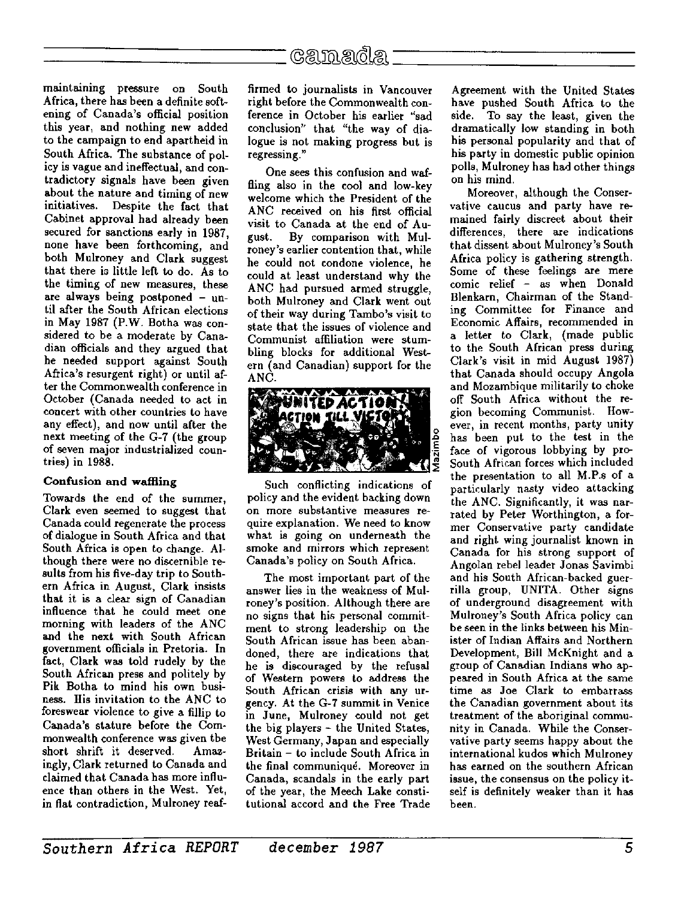maintaining pressure on South Africa, there has been a definite softening of Canada's official position this year, and nothing new added to the campaign to end apartheid in South Africa. The substance of policy is vague and ineffectual, and contradictory signals have been given about the nature and timing of new initiatives. Despite the fact that Cabinet approval had already been secured for sanctions early in 1987, none have been forthcoming, and both Mulroney and Clark suggest that there is little left to do. As to the timing of new measures, these are always being postponed – until after the South African elections in May 1987 (P.W. Botha was considered to be a moderate by Canadian officials and they argued that he needed support against South Africa's resurgent right) or until after the Commonwealth conference in October (Canada needed to act in concert with other countries to have any effect), and now until after the next meeting of the G-7 (the group of seven major industrialized countries) in 1988.

#### Confusion and waffling

Towards the end of the summer, Clark even seemed to suggest that Canada could regenerate the process of dialogue in South Africa and that South Africa is open to change. Although there were no discernible results from his five-day trip to Southern Africa in August, Clark insists that it is a clear sign of Canadian influence that he could meet one morning with leaders of the ANC and the next with South African government officials in Pretoria. In fact, Clark was told rudely by the South African press and politely by Pik Botha to mind his own business. His invitation to the ANC to foreswear violence to give a fillip to Canada's stature before the Commonwealth conference was given the short shrift it deserved. Amazingly, Clark returned to Canada and claimed that Canada has more influence than others in the West. Yet, in flat contradiction, Mulroney reaffirmed to journalists in Vancouver right before the Commonwealth conference in October his earlier "sad conclusion" that "the way of dialogue is not making progress but is regressing."

One sees this confusion and waffling also in the cool and low-key welcome which the President of the ANC received on his first official visit to Canada at the end of August. By comparison with Mulroney's earlier contention that, while he could not condone violence, he could at least understand why the ANC had pursued armed struggle, both Mulroney and Clark went out of their way during Tambo's visit to state that the issues of violence and Communist affiliation were stumbling blocks for additional Western (and Canadian) support for the ANC.

Mazimbo

Such conflicting indications of policy and the evident backing down on more substantive measures require explanation. We need to know what is going on underneath the smoke and mirrors which represent Canada's policy on South Africa.

The most important part of the answer lies in the weakness of Mulroney's position. Although there are no signs that his personal commitment to strong leadership on the South African issue has been abandoned, there are indications that he is discouraged by the refusal of Western powers to address the South African crisis with any urgency. At the G-7 summit in Venice in June, Mulroney could not get the big players – the United States, West Germany, Japan and especially Britain – to include South Africa in the final communiqué. Moreover in Canada, scandals in the early part of the year, the Meech Lake constitutional accord and the Free Trade Agreement with the United States have pushed South Africa to the side. To say the least, given the dramatically low standing in both his personal popularity and that of his party in domestic public opinion polls, Mulroney has had other things on his mind.

Moreover, although the Conservative caucus and party have remained fairly discreet about their differences, there are indications that dissent about Mulroney's South Africa policy is gathering strength. Some of these feelings are mere comic relief – as when Donald Blenkarn, Chairman of the Standing Committee for Finance and Economic Affairs, recommended in a letter to Clark, (made public to the South African press during Clark's visit in mid August 1987) that Canada should occupy Angola and Mozambique militarily to choke off South Africa without the region becoming Communist. However, in recent months, party unity has been put to the test in the face of vigorous lobbying by pro-South African forces which included the presentation to all M.P.s of a particularly nasty video attacking the ANC. Significantly, it was narrated by Peter Worthington, a former Conservative party candidate and right wing journalist known in Canada for his strong support of Angolan rebel leader Jonas Savimbi and his South African-backed guerrilla group, UNITA. Other signs of underground disagreement with Mulroney's South Africa policy can be seen in the links between his Minister of Indian Affairs and Northern Development, Bill McKnight and a group of Canadian Indians who appeared in South Africa at the same time as Joe Clark to embarrass the Canadian government about its treatment of the aboriginal community in Canada. While the Conservative party seems happy about the international kudos which Mulroney has earned on the southern African issue, the consensus on the policy itself is definitely weaker than it has been.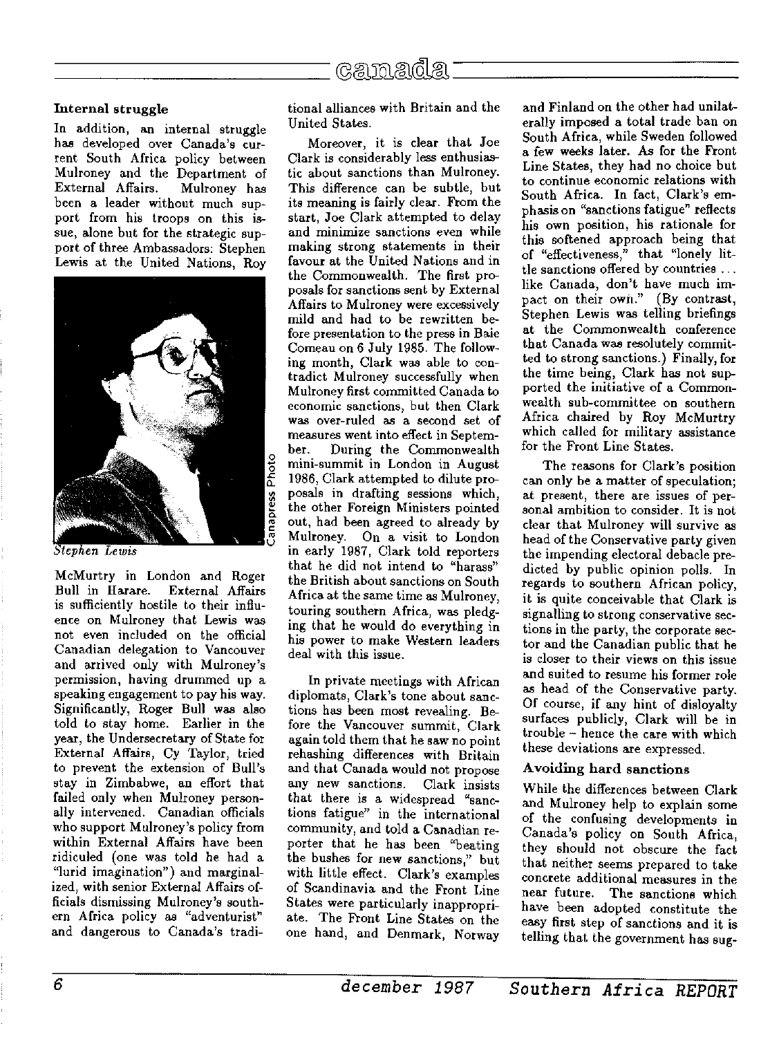### Internal struggle

In addition, an internal struggle has developed over Canada's current South Africa policy between Mulroney and the Department of External Affairs. Mulroney has been a leader without much support from his troops on this issue, alone but for the strategic support of three Ambassadors: Stephen Lewis at the United Nations, Roy McMurtry in London and Roger Bull in Harare. External Affairs is sufficiently hostile to their influence on Mulroney that Lewis was not even included on the official Canadian delegation to Vancouver and arrived only with Mulroney's permission, having drummed up a speaking engagement to pay his way. Significantly, Roger Bull was also told to stay home. Earlier in the year, the Undersecretary of State for External Affairs, Cy Taylor, tried to prevent the extension of Bull's stay in Zimbabwe, an effort that failed only when Mulroney personally intervened. Canadian officials who support Mulroney's policy from within External Affairs have been ridiculed (one was told he had a "lurid imagination") and marginalized, with senior External Affairs officials dismissing Mulroney's southern Africa policy as "adventurist" and dangerous to Canada's traditional alliances with Britain and the United States.

*Stephen Lewis*

Moreover, it is clear that Joe Clark is considerably less enthusiastic about sanctions than Mulroney. This difference can be subtle, but its meaning is fairly clear. From the start, Joe Clark attempted to delay and minimize sanctions even while making strong statements in their favour at the United Nations and in the Commonwealth. The first proposals for sanctions sent by External Affairs to Mulroney were excessively mild and had to be rewritten before presentation to the press in Baie Comeau on 6 July 1985. The following month, Clark was able to contradict Mulroney successfully when Mulroney first committed Canada to economic sanctions, but then Clark was over-ruled as a second set of measures went into effect in September. During the Commonwealth mini-summit in London in August 1986, Clark attempted to dilute proposals in drafting sessions which, the other Foreign Ministers pointed out, had been agreed to already by Mulroney. On a visit to London in early 1987, Clark told reporters that he did not intend to "harass" the British about sanctions on South Africa at the same time as Mulroney, touring southern Africa, was pledging that he would do everything in his power to make Western leaders deal with this issue.

In private meetings with African diplomats, Clark's tone about sanctions has been most revealing. Before the Vancouver summit, Clark again told them that he saw no point rehashing differences with Britain and that Canada would not propose any new sanctions. Clark insists that there is a widespread "sanctions fatigue" in the international community, and told a Canadian reporter that he has been "beating the bushes for new sanctions," but with little effect. Clark's examples of Scandinavia and the Front Line States were particularly inappropriate. The Front Line States on the one hand, and Denmark, Norway and Finland on the other had unilaterally imposed a total trade ban on South Africa, while Sweden followed a few weeks later. As for the Front Line States, they had no choice but to continue economic relations with South Africa. In fact, Clark's emphasis on "sanctions fatigue" reflects his own position, his rationale for this softened approach being that of "effectiveness," that "lonely little sanctions offered by countries ... like Canada, don't have much impact on their own." (By contrast, Stephen Lewis was telling briefings at the Commonwealth conference that Canada was resolutely committed to strong sanctions.) Finally, for the time being, Clark has not supported the initiative of a Commonwealth sub-committee on southern Africa chaired by Roy McMurtry which called for military assistance for the Front Line States.

The reasons for Clark's position can only be a matter of speculation; at present, there are issues of personal ambition to consider. It is not clear that Mulroney will survive as head of the Conservative party given the impending electoral debacle predicted by public opinion polls. In regards to southern African policy, it is quite conceivable that Clark is signalling to strong conservative sections in the party, the corporate sector and the Canadian public that he is closer to their views on this issue and suited to resume his former role as head of the Conservative party. Of course, if any hint of disloyalty surfaces publicly, Clark will be in trouble – hence the care with which these deviations are expressed.

### Avoiding hard sanctions

While the differences between Clark and Mulroney help to explain some of the confusing developments in Canada's policy on South Africa, they should not obscure the fact that neither seems prepared to take concrete additional measures in the near future. The sanctions which have been adopted constitute the easy first step of sanctions and it is telling that the government has sug-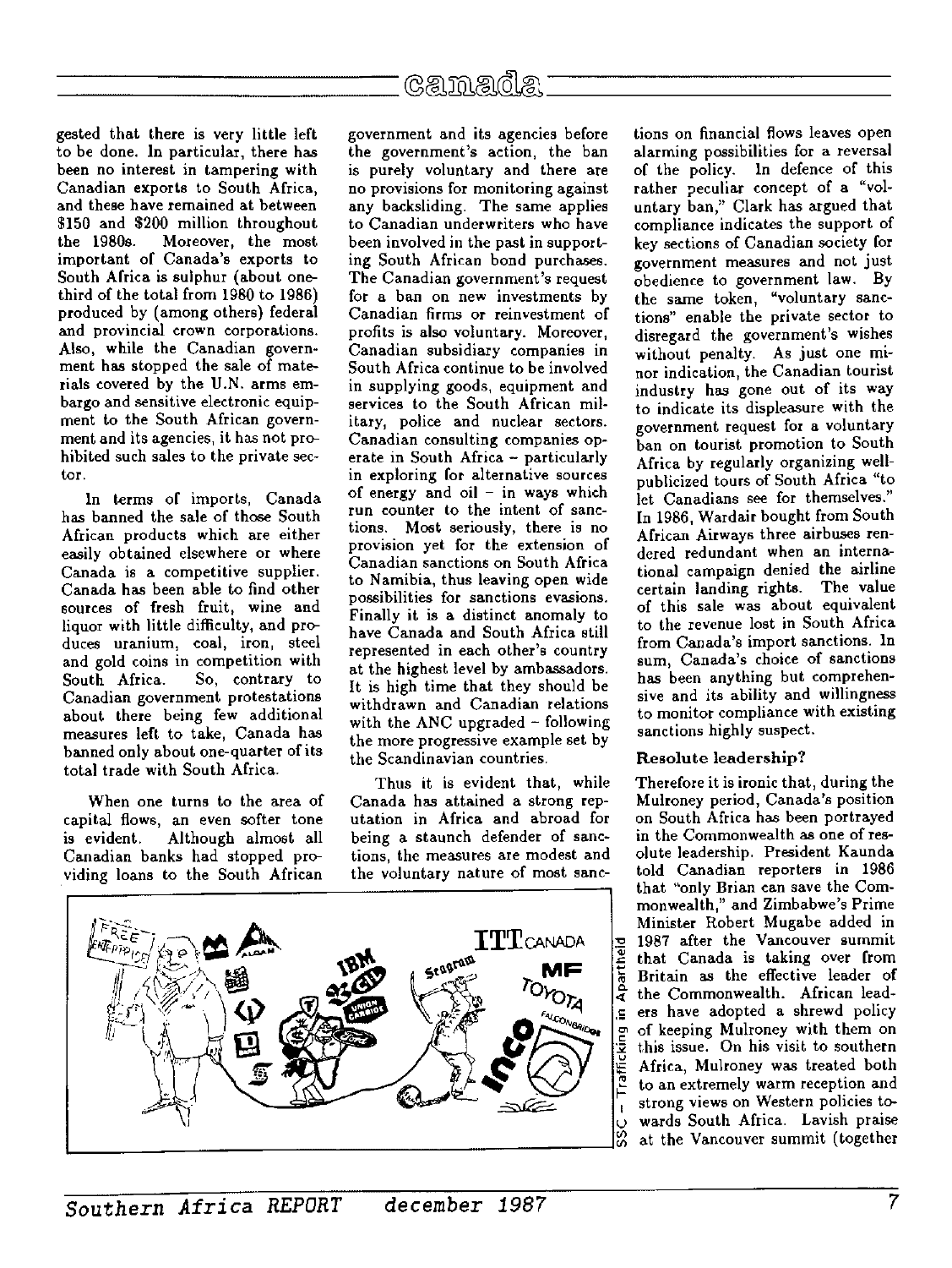gested that there is very little left to be done. In particular, there has been no interest in tampering with Canadian exports to South Africa, and these have remained at between $150 and $200 million throughout the 1980s. Moreover, the most important of Canada's exports to South Africa is sulphur (about one-third of the total from 1980 to 1986) produced by (among others) federal and provincial crown corporations. Also, while the Canadian government has stopped the sale of materials covered by the U.N. arms embargo and sensitive electronic equipment to the South African government and its agencies, it has not prohibited such sales to the private sector.

In terms of imports, Canada has banned the sale of those South African products which are either easily obtained elsewhere or where Canada is a competitive supplier. Canada has been able to find other sources of fresh fruit, wine and liquor with little difficulty, and produces uranium, coal, iron, steel and gold coins in competition with South Africa. So, contrary to Canadian government protestations about there being few additional measures left to take, Canada has banned only about one-quarter of its total trade with South Africa.

When one turns to the area of capital flows, an even softer tone is evident. Although almost all Canadian banks had stopped providing loans to the South African government and its agencies before the government's action, the ban is purely voluntary and there are no provisions for monitoring against any backsliding. The same applies to Canadian underwriters who have been involved in the past in supporting South African bond purchases. The Canadian government's request for a ban on new investments by Canadian firms or reinvestment of profits is also voluntary. Moreover, Canadian subsidiary companies in South Africa continue to be involved in supplying goods, equipment and services to the South African military, police and nuclear sectors. Canadian consulting companies operate in South Africa – particularly in exploring for alternative sources of energy and oil – in ways which run counter to the intent of sanctions. Most seriously, there is no provision yet for the extension of Canadian sanctions on South Africa to Namibia, thus leaving open wide possibilities for sanctions evasions. Finally it is a distinct anomaly to have Canada and South Africa still represented in each other's country at the highest level by ambassadors. It is high time that they should be withdrawn and Canadian relations with the ANC upgraded – following the more progressive example set by the Scandinavian countries.

Thus it is evident that, while Canada has attained a strong reputation in Africa and abroad for being a staunch defender of sanctions, the measures are modest and the voluntary nature of most sanctions on financial flows leaves open alarming possibilities for a reversal of the policy. In defence of this rather peculiar concept of a "voluntary ban," Clark has argued that compliance indicates the support of key sections of Canadian society for government measures and not just obedience to government law. By the same token, "voluntary sanctions" enable the private sector to disregard the government's wishes without penalty. As just one minor indication, the Canadian tourist industry has gone out of its way to indicate its displeasure with the government request for a voluntary ban on tourist promotion to South Africa by regularly organizing well-publicized tours of South Africa "to let Canadians see for themselves." In 1986, Wardair bought from South African Airways three airbuses rendered redundant when an international campaign denied the airline certain landing rights. The value of this sale was about equivalent to the revenue lost in South Africa from Canada's import sanctions. In sum, Canada's choice of sanctions has been anything but comprehensive and its ability and willingness to monitor compliance with existing sanctions highly suspect.

SSC – Trafficking in Apartheid

### Resolute leadership?

Therefore it is ironic that, during the Mulroney period, Canada's position on South Africa has been portrayed in the Commonwealth as one of resolute leadership. President Kaunda told Canadian reporters in 1986 that "only Brian can save the Commonwealth," and Zimbabwe's Prime Minister Robert Mugabe added in 1987 after the Vancouver summit that Canada is taking over from Britain as the effective leader of the Commonwealth. African leaders have adopted a shrewd policy of keeping Mulroney with them on this issue. On his visit to southern Africa, Mulroney was treated both to an extremely warm reception and strong views on Western policies towards South Africa. Lavish praise at the Vancouver summit (together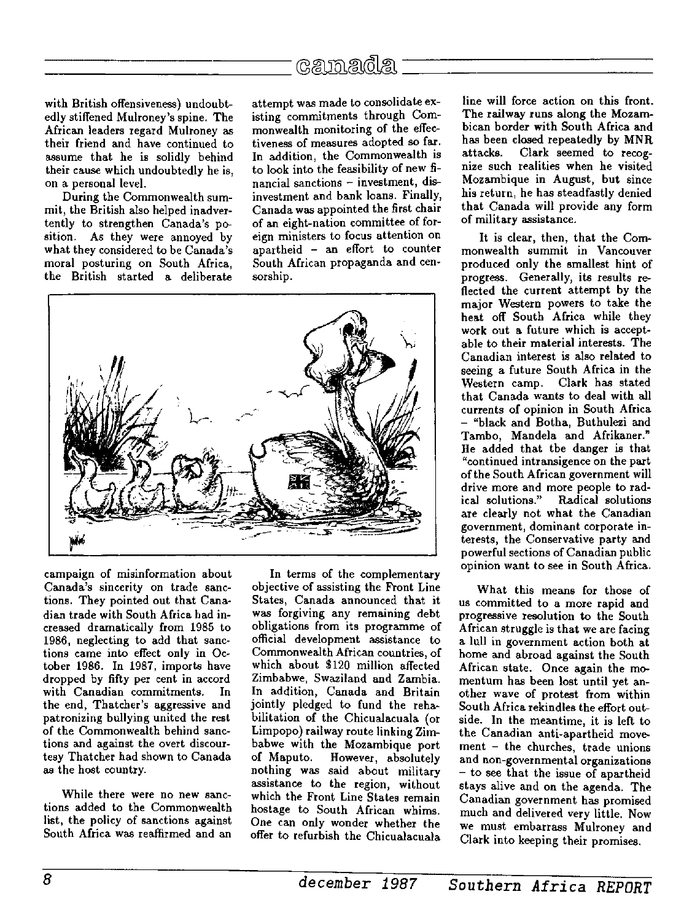with British offensiveness) undoubtedly stiffened Mulroney's spine. The African leaders regard Mulroney as their friend and have continued to assume that he is solidly behind their cause which undoubtedly he is, on a personal level.

During the Commonwealth summit, the British also helped inadvertently to strengthen Canada's position. As they were annoyed by what they considered to be Canada's moral posturing on South Africa, the British started a deliberate campaign of misinformation about Canada's sincerity on trade sanctions. They pointed out that Canadian trade with South Africa had increased dramatically from 1985 to 1986, neglecting to add that sanctions came into effect only in October 1986. In 1987, imports have dropped by fifty per cent in accord with Canadian commitments. In the end, Thatcher's aggressive and patronizing bullying united the rest of the Commonwealth behind sanctions and against the overt discourtesy Thatcher had shown to Canada as the host country.

While there were no new sanctions added to the Commonwealth list, the policy of sanctions against South Africa was reaffirmed and an attempt was made to consolidate existing commitments through Commonwealth monitoring of the effectiveness of measures adopted so far. In addition, the Commonwealth is to look into the feasibility of new financial sanctions – investment, disinvestment and bank loans. Finally, Canada was appointed the first chair of an eight-nation committee of foreign ministers to focus attention on apartheid – an effort to counter South African propaganda and censorship.

In terms of the complementary objective of assisting the Front Line States, Canada announced that it was forgiving any remaining debt obligations from its programme of official development assistance to Commonwealth African countries, of which about $120 million affected Zimbabwe, Swaziland and Zambia. In addition, Canada and Britain jointly pledged to fund the rehabilitation of the Chicualacuala (or Limpopo) railway route linking Zimbabwe with the Mozambique port of Maputo. However, absolutely nothing was said about military assistance to the region, without which the Front Line States remain hostage to South African whims. One can only wonder whether the offer to refurbish the Chicualacuala line will force action on this front. The railway runs along the Mozambican border with South Africa and has been closed repeatedly by MNR attacks. Clark seemed to recognize such realities when he visited Mozambique in August, but since his return, he has steadfastly denied that Canada will provide any form of military assistance.

It is clear, then, that the Commonwealth summit in Vancouver produced only the smallest hint of progress. Generally, its results reflected the current attempt by the major Western powers to take the heat off South Africa while they work out a future which is acceptable to their material interests. The Canadian interest is also related to seeing a future South Africa in the Western camp. Clark has stated that Canada wants to deal with all currents of opinion in South Africa – "black and Botha, Buthulezi and Tambo, Mandela and Afrikaner." He added that the danger is that "continued intransigence on the part of the South African government will drive more and more people to radical solutions." Radical solutions are clearly not what the Canadian government, dominant corporate interests, the Conservative party and powerful sections of Canadian public opinion want to see in South Africa.

What this means for those of us committed to a more rapid and progressive resolution to the South African struggle is that we are facing a lull in government action both at home and abroad against the South African state. Once again the momentum has been lost until yet another wave of protest from within South Africa rekindles the effort outside. In the meantime, it is left to the Canadian anti-apartheid movement – the churches, trade unions and non-governmental organizations – to see that the issue of apartheid stays alive and on the agenda. The Canadian government has promised much and delivered very little. Now we must embarrass Mulroney and Clark into keeping their promises.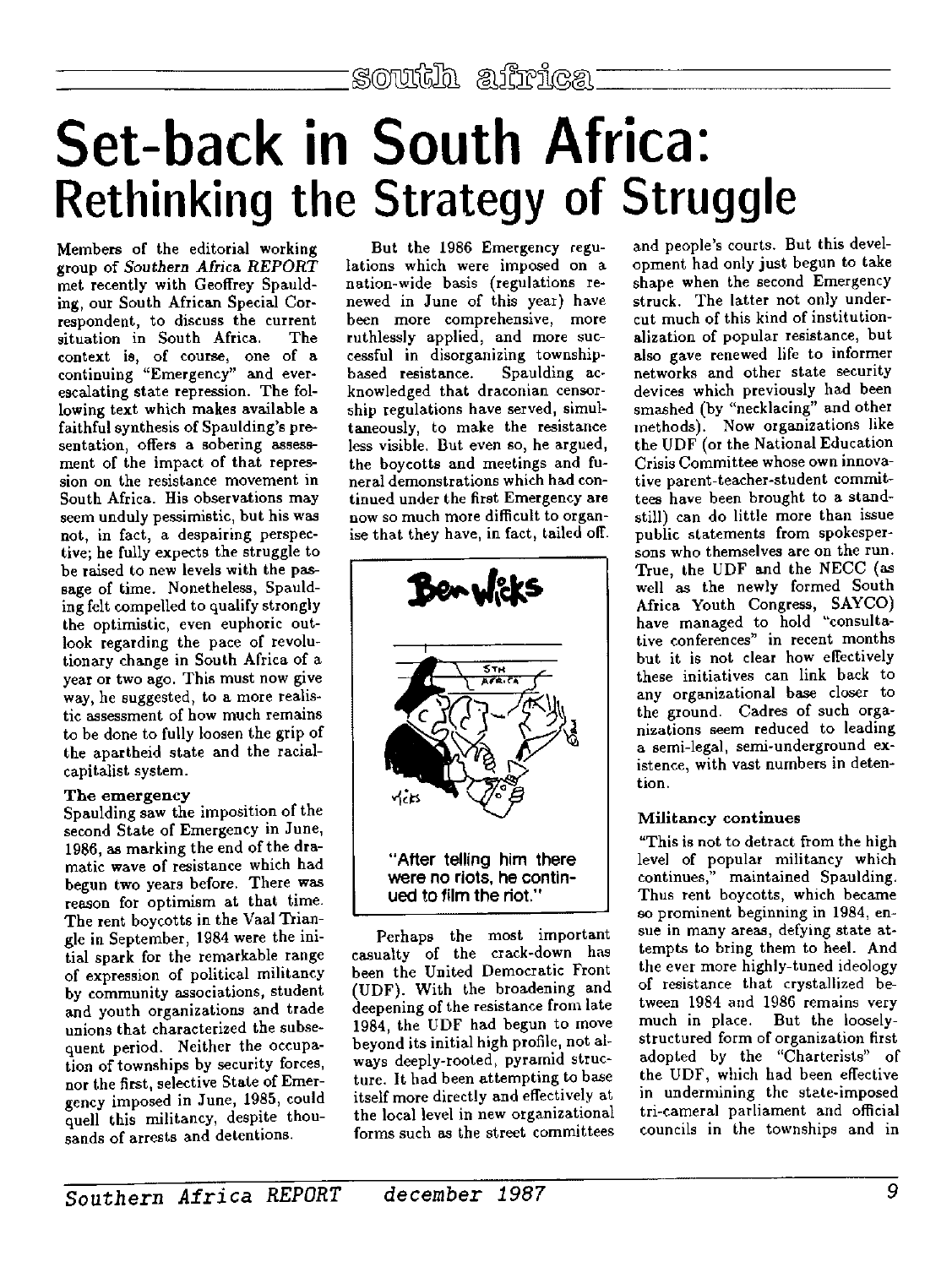# Set-back in South Africa: Rethinking the Strategy of Struggle

Members of the editorial working group of *Southern Africa REPORT* met recently with Geoffrey Spaulding, our South African Special Correspondent, to discuss the current situation in South Africa. The context is, of course, one of a continuing "Emergency" and ever-escalating state repression. The following text which makes available a faithful synthesis of Spaulding's presentation, offers a sobering assessment of the impact of that repression on the resistance movement in South Africa. His observations may seem unduly pessimistic, but his was not, in fact, a despairing perspective; he fully expects the struggle to be raised to new levels with the passage of time. Nonetheless, Spaulding felt compelled to qualify strongly the optimistic, even euphoric outlook regarding the pace of revolutionary change in South Africa of a year or two ago. This must now give way, he suggested, to a more realistic assessment of how much remains to be done to fully loosen the grip of the apartheid state and the racial-capitalist system.

### The emergency

Spaulding saw the imposition of the second State of Emergency in June, 1986, as marking the end of the dramatic wave of resistance which had begun two years before. There was reason for optimism at that time. The rent boycotts in the Vaal Triangle in September, 1984 were the initial spark for the remarkable range of expression of political militancy by community associations, student and youth organizations and trade unions that characterized the subsequent period. Neither the occupation of townships by security forces, nor the first, selective State of Emergency imposed in June, 1985, could quell this militancy, despite thousands of arrests and detentions.

But the 1986 Emergency regulations which were imposed on a nation-wide basis (regulations renewed in June of this year) have been more comprehensive, more ruthlessly applied, and more successful in disorganizing township-based resistance. Spaulding acknowledged that draconian censorship regulations have served, simultaneously, to make the resistance less visible. But even so, he argued, the boycotts and meetings and funeral demonstrations which had continued under the first Emergency are now so much more difficult to organise that they have, in fact, tailed off.

"After telling him there were no riots, he continued to film the riot."

Perhaps the most important casualty of the crack-down has been the United Democratic Front (UDF). With the broadening and deepening of the resistance from late 1984, the UDF had begun to move beyond its initial high profile, not always deeply-rooted, pyramid structure. It had been attempting to base itself more directly and effectively at the local level in new organizational forms such as the street committees and people's courts. But this development had only just begun to take shape when the second Emergency struck. The latter not only undercut much of this kind of institutionalization of popular resistance, but also gave renewed life to informer networks and other state security devices which previously had been smashed (by "necklacing" and other methods). Now organizations like the UDF (or the National Education Crisis Committee whose own innovative parent-teacher-student committees have been brought to a standstill) can do little more than issue public statements from spokespersons who themselves are on the run. True, the UDF and the NECC (as well as the newly formed South Africa Youth Congress, SAYCO) have managed to hold "consultative conferences" in recent months but it is not clear how effectively these initiatives can link back to any organizational base closer to the ground. Cadres of such organizations seem reduced to leading a semi-legal, semi-underground existence, with vast numbers in detention.

### Militancy continues

"This is not to detract from the high level of popular militancy which continues," maintained Spaulding. Thus rent boycotts, which became so prominent beginning in 1984, ensue in many areas, defying state attempts to bring them to heel. And the ever more highly-tuned ideology of resistance that crystallized between 1984 and 1986 remains very much in place. But the loosely-structured form of organization first adopted by the "Charterists" of the UDF, which had been effective in undermining the state-imposed tri-cameral parliament and official councils in the townships and in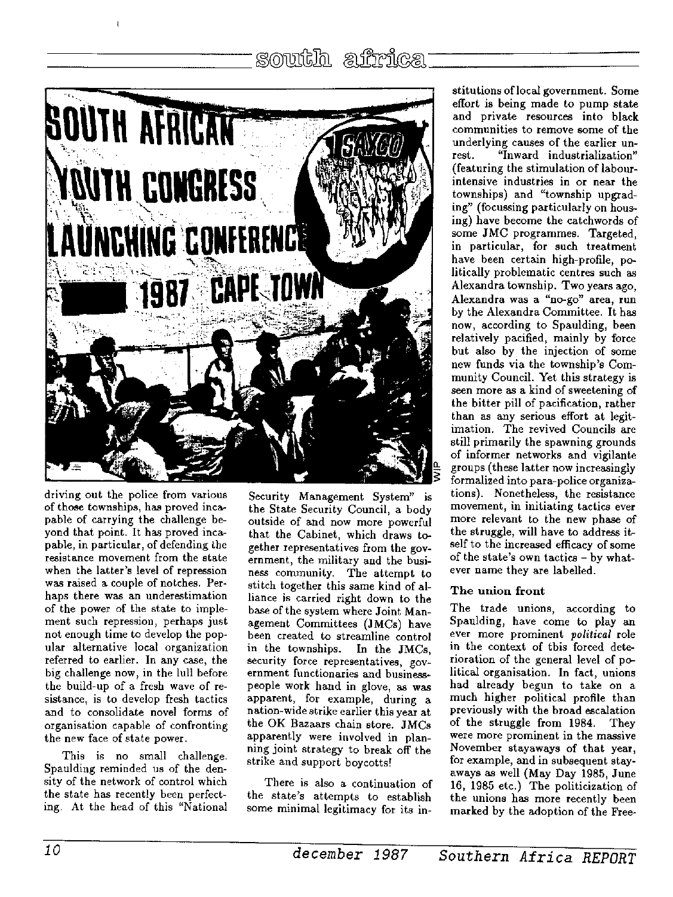driving out the police from various of those townships, has proved incapable of carrying the challenge beyond that point. It has proved incapable, in particular, of defending the resistance movement from the state when the latter's level of repression was raised a couple of notches. Perhaps there was an underestimation of the power of the state to implement such repression, perhaps just not enough time to develop the popular alternative local organization referred to earlier. In any case, the big challenge now, in the lull before the build-up of a fresh wave of resistance, is to develop fresh tactics and to consolidate novel forms of organisation capable of confronting the new face of state power.

This is no small challenge. Spaulding reminded us of the density of the network of control which the state has recently been perfecting. At the head of this "National Security Management System" is the State Security Council, a body outside of and now more powerful that the Cabinet, which draws together representatives from the government, the military and the business community. The attempt to stitch together this same kind of alliance is carried right down to the base of the system where Joint Management Committees (JMCs) have been created to streamline control in the townships. In the JMCs, security force representatives, government functionaries and businesspeople work hand in glove, as was apparent, for example, during a nation-wide strike earlier this year at the OK Bazaars chain store. JMCs apparently were involved in planning joint strategy to break off the strike and support boycotts!

There is also a continuation of the state's attempts to establish some minimal legitimacy for its institutions of local government. Some effort is being made to pump state and private resources into black communities to remove some of the underlying causes of the earlier unrest. "Inward industrialization" (featuring the stimulation of labour-intensive industries in or near the townships) and "township upgrading" (focussing particularly on housing) have become the catchwords of some JMC programmes. Targeted, in particular, for such treatment have been certain high-profile, politically problematic centres such as Alexandra township. Two years ago, Alexandra was a "no-go" area, run by the Alexandra Committee. It has now, according to Spaulding, been relatively pacified, mainly by force but also by the injection of some new funds via the township's Community Council. Yet this strategy is seen more as a kind of sweetening of the bitter pill of pacification, rather than as any serious effort at legitimation. The revived Councils are still primarily the spawning grounds of informer networks and vigilante groups (these latter now increasingly formalized into para-police organizations). Nonetheless, the resistance movement, in initiating tactics ever more relevant to the new phase of the struggle, will have to address itself to the increased efficacy of some of the state's own tactics – by whatever name they are labelled.

### The union front

The trade unions, according to Spaulding, have come to play an ever more prominent *political* role in the context of this forced deterioration of the general level of political organisation. In fact, unions had already begun to take on a much higher political profile than previously with the broad escalation of the struggle from 1984. They were more prominent in the massive November stayaways of that year, for example, and in subsequent stayaways as well (May Day 1985, June 16, 1985 etc.) The politicization of the unions has more recently been marked by the adoption of the Free-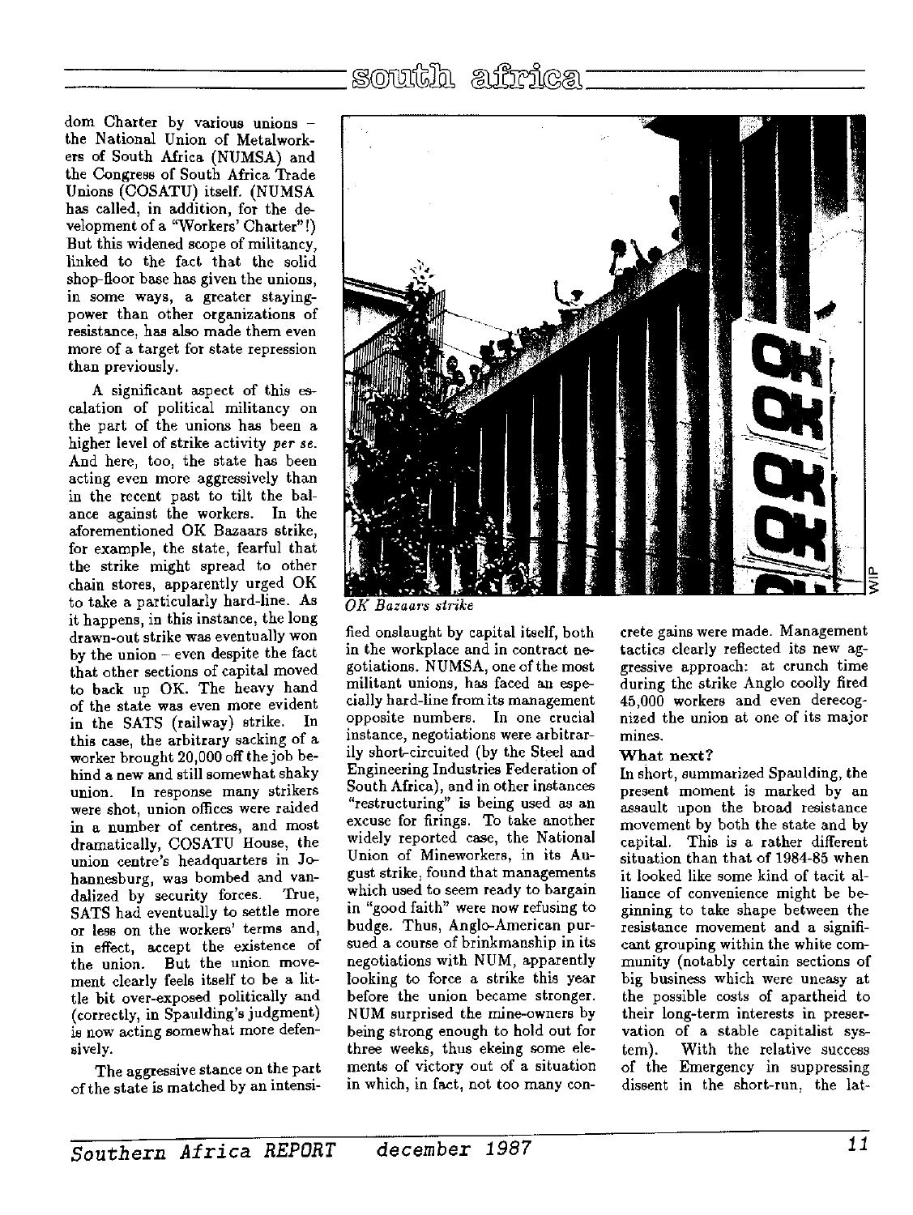dom Charter by various unions – the National Union of Metalworkers of South Africa (NUMSA) and the Congress of South Africa Trade Unions (COSATU) itself. (NUMSA has called, in addition, for the development of a "Workers' Charter"!) But this widened scope of militancy, linked to the fact that the solid shop-floor base has given the unions, in some ways, a greater staying-power than other organizations of resistance, has also made them even more of a target for state repression than previously.

A significant aspect of this escalation of political militancy on the part of the unions has been a higher level of strike activity *per se*. And here, too, the state has been acting even more aggressively than in the recent past to tilt the balance against the workers. In the aforementioned OK Bazaars strike, for example, the state, fearful that the strike might spread to other chain stores, apparently urged OK to take a particularly hard-line. As it happens, in this instance, the long drawn-out strike was eventually won by the union – even despite the fact that other sections of capital moved to back up OK. The heavy hand of the state was even more evident in the SATS (railway) strike. In this case, the arbitrary sacking of a worker brought 20,000 off the job behind a new and still somewhat shaky union. In response many strikers were shot, union offices were raided in a number of centres, and most dramatically, COSATU House, the union centre's headquarters in Johannesburg, was bombed and vandalized by security forces. True, SATS had eventually to settle more or less on the workers' terms and, in effect, accept the existence of the union. But the union movement clearly feels itself to be a little bit over-exposed politically and (correctly, in Spaulding's judgment) is now acting somewhat more defensively.

The aggressive stance on the part of the state is matched by an intensified onslaught by capital itself, both in the workplace and in contract negotiations. NUMSA, one of the most militant unions, has faced an especially hard-line from its management opposite numbers. In one crucial instance, negotiations were arbitrarily short-circuited (by the Steel and Engineering Industries Federation of South Africa), and in other instances "restructuring" is being used as an excuse for firings. To take another widely reported case, the National Union of Mineworkers, in its August strike, found that managements which used to seem ready to bargain in "good faith" were now refusing to budge. Thus, Anglo-American pursued a course of brinkmanship in its negotiations with NUM, apparently looking to force a strike this year before the union became stronger. NUM surprised the mine-owners by being strong enough to hold out for three weeks, thus ekeing some elements of victory out of a situation in which, in fact, not too many concrete gains were made. Management tactics clearly reflected its new aggressive approach: at crunch time during the strike Anglo coolly fired 45,000 workers and even derecognized the union at one of its major mines.

*OK Bazaars strike*

### What next?

In short, summarized Spaulding, the present moment is marked by an assault upon the broad resistance movement by both the state and by capital. This is a rather different situation than that of 1984-85 when it looked like some kind of tacit alliance of convenience might be beginning to take shape between the resistance movement and a significant grouping within the white community (notably certain sections of big business which were uneasy at the possible costs of apartheid to their long-term interests in preservation of a stable capitalist system). With the relative success of the Emergency in suppressing dissent in the short-run, the lat-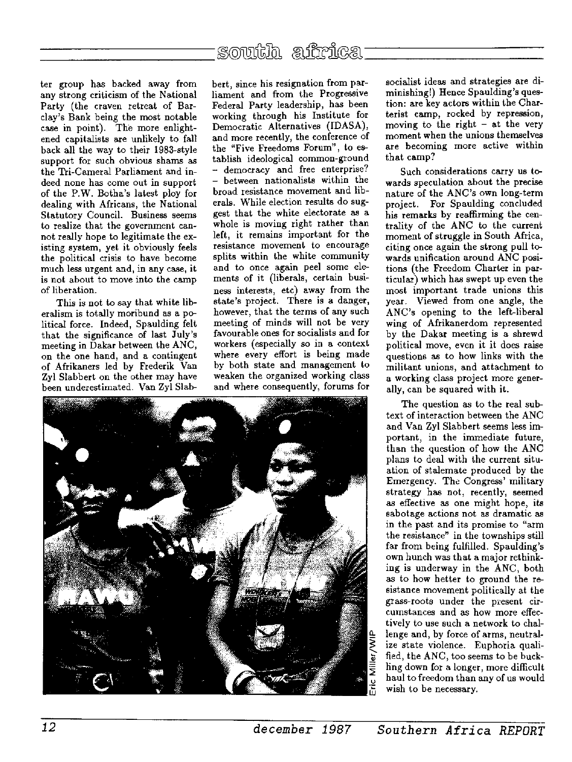ter group has backed away from any strong criticism of the National Party (the craven retreat of Barclay's Bank being the most notable case in point). The more enlightened capitalists are unlikely to fall back all the way to their 1983-style support for such obvious shams as the Tri-Cameral Parliament and indeed none has come out in support of the P.W. Botha's latest ploy for dealing with Africans, the National Statutory Council. Business seems to realize that the government cannot really hope to legitimate the existing system, yet it obviously feels the political crisis to have become much less urgent and, in any case, it is not about to move into the camp of liberation.

This is not to say that white liberalism is totally moribund as a political force. Indeed, Spaulding felt that the significance of last July's meeting in Dakar between the ANC, on the one hand, and a contingent of Afrikaners led by Frederik Van Zyl Slabbert on the other may have been underestimated. Van Zyl Slabbert, since his resignation from parliament and from the Progressive Federal Party leadership, has been working through his Institute for Democratic Alternatives (IDASA), and more recently, the conference of the "Five Freedoms Forum", to establish ideological common-ground – democracy and free enterprise? – between nationalists within the broad resistance movement and liberals. While election results do suggest that the white electorate as a whole is moving right rather than left, it remains important for the resistance movement to encourage splits within the white community and to once again peel some elements of it (liberals, certain business interests, etc) away from the state's project. There is a danger, however, that the terms of any such meeting of minds will not be very favourable ones for socialists and for workers (especially so in a context where every effort is being made by both state and management to weaken the organized working class and where consequently, forums for socialist ideas and strategies are diminishing!) Hence Spaulding's question: are key actors within the Charterist camp, rocked by repression, moving to the right – at the very moment when the unions themselves are becoming more active within that camp?

Such considerations carry us towards speculation about the precise nature of the ANC's own long-term project. For Spaulding concluded his remarks by reaffirming the centrality of the ANC to the current moment of struggle in South Africa, citing once again the strong pull towards unification around ANC positions (the Freedom Charter in particular) which has swept up even the most important trade unions this year. Viewed from one angle, the ANC's opening to the left-liberal wing of Afrikanerdom represented by the Dakar meeting is a shrewd political move, even it it does raise questions as to how links with the militant unions, and attachment to a working class project more generally, can be squared with it.

The question as to the real subtext of interaction between the ANC and Van Zyl Slabbert seems less important, in the immediate future, than the question of how the ANC plans to deal with the current situation of stalemate produced by the Emergency. The Congress' military strategy has not, recently, seemed as effective as one might hope, its sabotage actions not as dramatic as in the past and its promise to "arm the resistance" in the townships still far from being fulfilled. Spaulding's own hunch was that a major rethinking is underway in the ANC, both as to how better to ground the resistance movement politically at the grass-roots under the present circumstances and as how more effectively to use such a network to challenge and, by force of arms, neutralize state violence. Euphoria qualified, the ANC, too seems to be buckling down for a longer, more difficult haul to freedom than any of us would wish to be necessary.

Eric Miller/WIP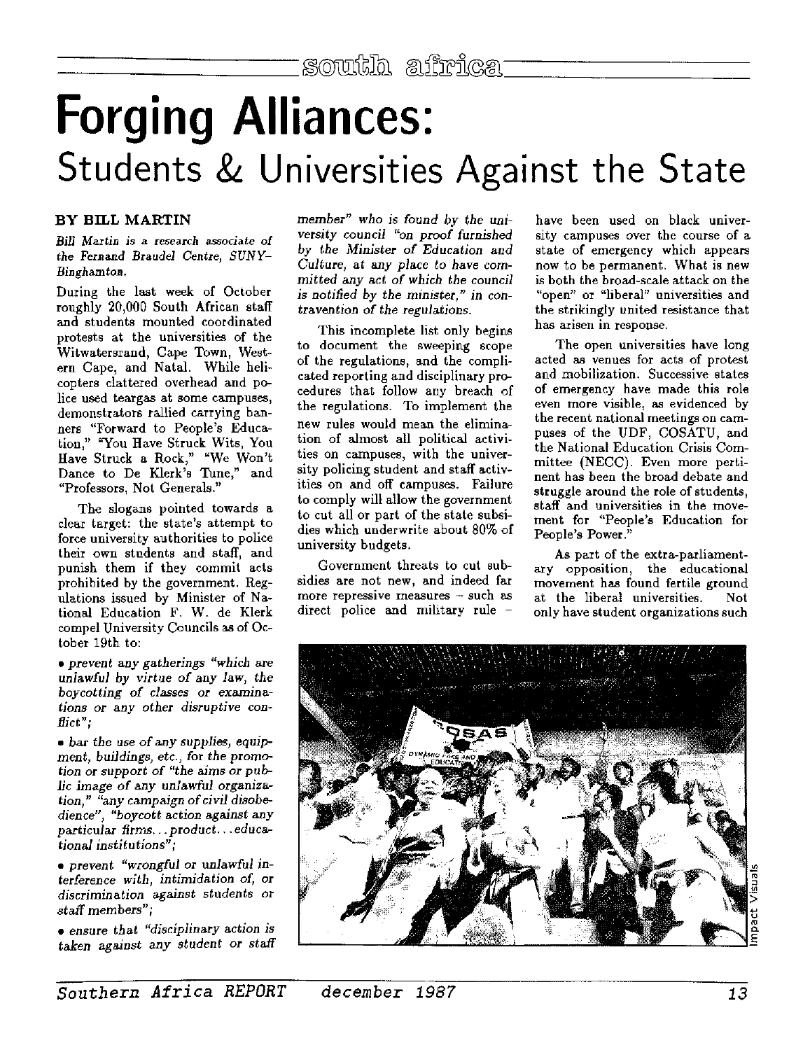# Forging Alliances:
## Students & Universities Against the State

**BY BILL MARTIN**

*Bill Martin is a research associate of the Fernand Braudel Centre, SUNY-Binghamton.*

During the last week of October roughly 20,000 South African staff and students mounted coordinated protests at the universities of the Witwatersrand, Cape Town, Western Cape, and Natal. While helicopters clattered overhead and police used teargas at some campuses, demonstrators rallied carrying banners "Forward to People's Education," "You Have Struck Wits, You Have Struck a Rock," "We Won't Dance to De Klerk's Tune," and "Professors, Not Generals."

The slogans pointed towards a clear target: the state's attempt to force university authorities to police their own students and staff, and punish them if they commit acts prohibited by the government. Regulations issued by Minister of National Education F. W. de Klerk compel University Councils as of October 19th to:

- *prevent any gatherings "which are unlawful by virtue of any law, the boycotting of classes or examinations or any other disruptive conflict";*
- *bar the use of any supplies, equipment, buildings, etc., for the promotion or support of "the aims or public image of any unlawful organization," "any campaign of civil disobedience", "boycott action against any particular firms... product... educational institutions";*
- *prevent "wrongful or unlawful interference with, intimidation of, or discrimination against students or staff members";*
- *ensure that "disciplinary action is taken against any student or staff member" who is found by the university council "on proof furnished by the Minister of Education and Culture, at any place to have committed any act of which the council is notified by the minister," in contravention of the regulations.*

This incomplete list only begins to document the sweeping scope of the regulations, and the complicated reporting and disciplinary procedures that follow any breach of the regulations. To implement the new rules would mean the elimination of almost all political activities on campuses, with the university policing student and staff activities on and off campuses. Failure to comply will allow the government to cut all or part of the state subsidies which underwrite about 80% of university budgets.

Government threats to cut subsidies are not new, and indeed far more repressive measures – such as direct police and military rule – have been used on black university campuses over the course of a state of emergency which appears now to be permanent. What is new is both the broad-scale attack on the "open" or "liberal" universities and the strikingly united resistance that has arisen in response.

The open universities have long acted as venues for acts of protest and mobilization. Successive states of emergency have made this role even more visible, as evidenced by the recent national meetings on campuses of the UDF, COSATU, and the National Education Crisis Committee (NECC). Even more pertinent has been the broad debate and struggle around the role of students, staff and universities in the movement for "People's Education for People's Power."

As part of the extra-parliamentary opposition, the educational movement has found fertile ground at the liberal universities. Not only have student organizations such

Impact Visuals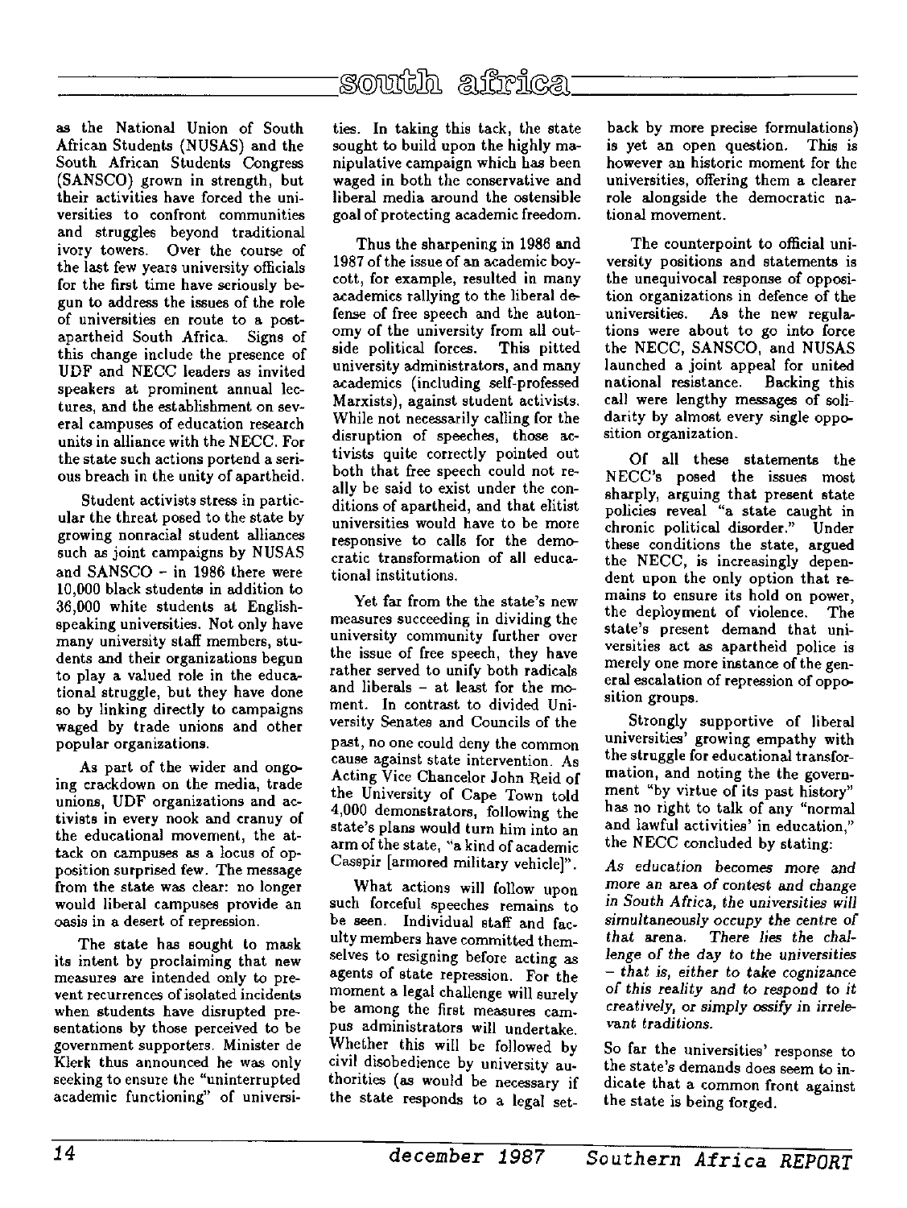as the National Union of South African Students (NUSAS) and the South African Students Congress (SANSCO) grown in strength, but their activities have forced the universities to confront communities and struggles beyond traditional ivory towers. Over the course of the last few years university officials for the first time have seriously begun to address the issues of the role of universities en route to a post-apartheid South Africa. Signs of this change include the presence of UDF and NECC leaders as invited speakers at prominent annual lectures, and the establishment on several campuses of education research units in alliance with the NECC. For the state such actions portend a serious breach in the unity of apartheid.

Student activists stress in particular the threat posed to the state by growing nonracial student alliances such as joint campaigns by NUSAS and SANSCO – in 1986 there were 10,000 black students in addition to 36,000 white students at English-speaking universities. Not only have many university staff members, students and their organizations begun to play a valued role in the educational struggle, but they have done so by linking directly to campaigns waged by trade unions and other popular organizations.

As part of the wider and ongoing crackdown on the media, trade unions, UDF organizations and activists in every nook and cranny of the educational movement, the attack on campuses as a locus of opposition surprised few. The message from the state was clear: no longer would liberal campuses provide an oasis in a desert of repression.

The state has sought to mask its intent by proclaiming that new measures are intended only to prevent recurrences of isolated incidents when students have disrupted presentations by those perceived to be government supporters. Minister de Klerk thus announced he was only seeking to ensure the "uninterrupted academic functioning" of universities. In taking this tack, the state sought to build upon the highly manipulative campaign which has been waged in both the conservative and liberal media around the ostensible goal of protecting academic freedom.

Thus the sharpening in 1986 and 1987 of the issue of an academic boycott, for example, resulted in many academics rallying to the liberal defense of free speech and the autonomy of the university from all outside political forces. This pitted university administrators, and many academics (including self-professed Marxists), against student activists. While not necessarily calling for the disruption of speeches, those activists quite correctly pointed out both that free speech could not really be said to exist under the conditions of apartheid, and that elitist universities would have to be more responsive to calls for the democratic transformation of all educational institutions.

Yet far from the the state's new measures succeeding in dividing the university community further over the issue of free speech, they have rather served to unify both radicals and liberals – at least for the moment. In contrast to divided University Senates and Councils of the past, no one could deny the common cause against state intervention. As Acting Vice Chancelor John Reid of the University of Cape Town told 4,000 demonstrators, following the state's plans would turn him into an arm of the state, "a kind of academic Casspir [armored military vehicle]".

What actions will follow upon such forceful speeches remains to be seen. Individual staff and faculty members have committed themselves to resigning before acting as agents of state repression. For the moment a legal challenge will surely be among the first measures campus administrators will undertake. Whether this will be followed by civil disobedience by university authorities (as would be necessary if the state responds to a legal setback by more precise formulations) is yet an open question. This is however an historic moment for the universities, offering them a clearer role alongside the democratic national movement.

The counterpoint to official university positions and statements is the unequivocal response of opposition organizations in defence of the universities. As the new regulations were about to go into force the NECC, SANSCO, and NUSAS launched a joint appeal for united national resistance. Backing this call were lengthy messages of solidarity by almost every single opposition organization.

Of all these statements the NECC's posed the issues most sharply, arguing that present state policies reveal "a state caught in chronic political disorder." Under these conditions the state, argued the NECC, is increasingly dependent upon the only option that remains to ensure its hold on power, the deployment of violence. The state's present demand that universities act as apartheid police is merely one more instance of the general escalation of repression of opposition groups.

Strongly supportive of liberal universities' growing empathy with the struggle for educational transformation, and noting the the government "by virtue of its past history" has no right to talk of any "normal and lawful activities' in education," the NECC concluded by stating:

*As education becomes more and more an area of contest and change in South Africa, the universities will simultaneously occupy the centre of that arena. There lies the challenge of the day to the universities – that is, either to take cognizance of this reality and to respond to it creatively, or simply ossify in irrelevant traditions.*

So far the universities' response to the state's demands does seem to indicate that a common front against the state is being forged.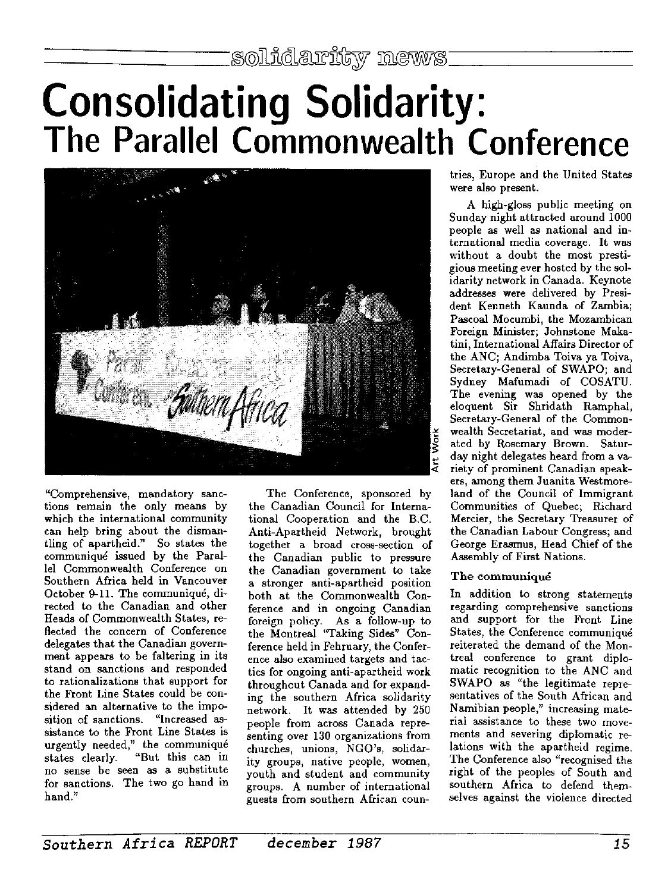# Consolidating Solidarity:
## The Parallel Commonwealth Conference

"Comprehensive, mandatory sanctions remain the only means by which the international community can help bring about the dismantling of apartheid." So states the communiqué issued by the Parallel Commonwealth Conference on Southern Africa held in Vancouver October 9-11. The communiqué, directed to the Canadian and other Heads of Commonwealth States, reflected the concern of Conference delegates that the Canadian government appears to be faltering in its stand on sanctions and responded to rationalizations that support for the Front Line States could be considered an alternative to the imposition of sanctions. "Increased assistance to the Front Line States is urgently needed," the communiqué states clearly. "But this can in no sense be seen as a substitute for sanctions. The two go hand in hand."

The Conference, sponsored by the Canadian Council for International Cooperation and the B.C. Anti-Apartheid Network, brought together a broad cross-section of the Canadian public to pressure the Canadian government to take a stronger anti-apartheid position both at the Commonwealth Conference and in ongoing Canadian foreign policy. As a follow-up to the Montreal "Taking Sides" Conference held in February, the Conference also examined targets and tactics for ongoing anti-apartheid work throughout Canada and for expanding the southern Africa solidarity network. It was attended by 250 people from across Canada representing over 130 organizations from churches, unions, NGO's, solidarity groups, native people, women, youth and student and community groups. A number of international guests from southern African countries, Europe and the United States were also present.

A high-gloss public meeting on Sunday night attracted around 1000 people as well as national and international media coverage. It was without a doubt the most prestigious meeting ever hosted by the solidarity network in Canada. Keynote addresses were delivered by President Kenneth Kaunda of Zambia; Pascoal Mocumbi, the Mozambican Foreign Minister; Johnstone Makatini, International Affairs Director of the ANC; Andimba Toiva ya Toiva, Secretary-General of SWAPO; and Sydney Mafumadi of COSATU. The evening was opened by the eloquent Sir Shridath Ramphal, Secretary-General of the Commonwealth Secretariat, and was moderated by Rosemary Brown. Saturday night delegates heard from a variety of prominent Canadian speakers, among them Juanita Westmoreland of the Council of Immigrant Communities of Quebec; Richard Mercier, the Secretary Treasurer of the Canadian Labour Congress; and George Erasmus, Head Chief of the Assembly of First Nations.

### The communiqué

In addition to strong statements regarding comprehensive sanctions and support for the Front Line States, the Conference communiqué reiterated the demand of the Montreal conference to grant diplomatic recognition to the ANC and SWAPO as "the legitimate representatives of the South African and Namibian people," increasing material assistance to these two movements and severing diplomatic relations with the apartheid regime. The Conference also "recognised the right of the peoples of South and southern Africa to defend themselves against the violence directed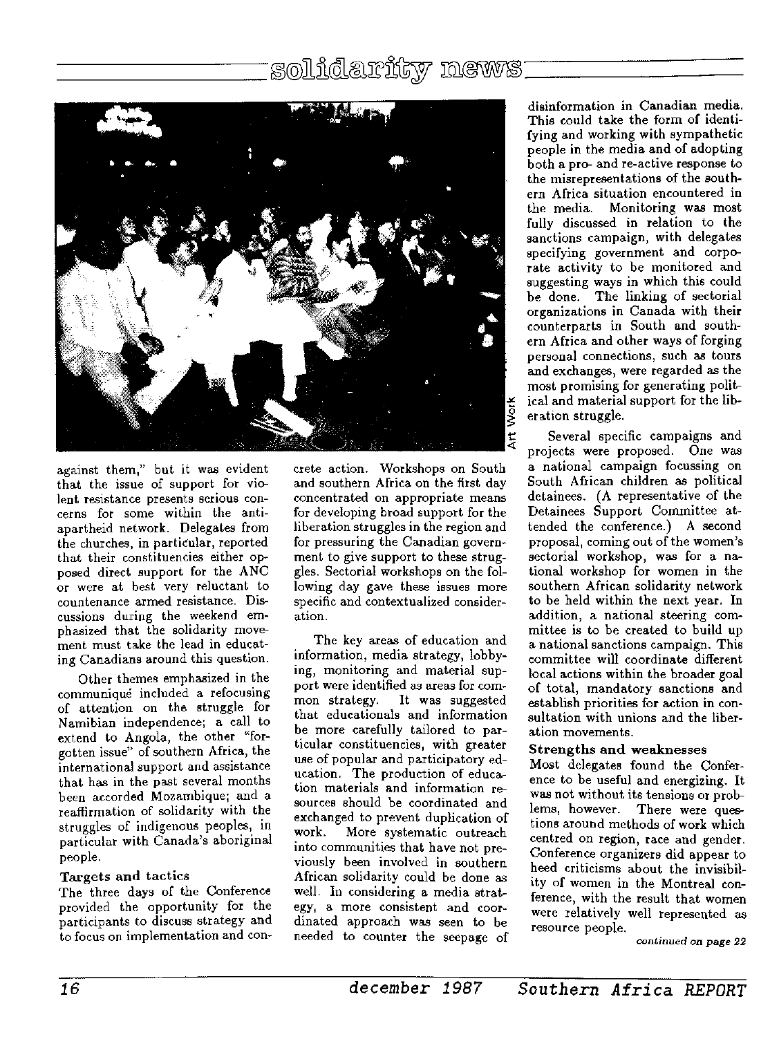against them," but it was evident that the issue of support for violent resistance presents serious concerns for some within the anti-apartheid network. Delegates from the churches, in particular, reported that their constituencies either opposed direct support for the ANC or were at best very reluctant to countenance armed resistance. Discussions during the weekend emphasized that the solidarity movement must take the lead in educating Canadians around this question.

Other themes emphasized in the communiqué included a refocusing of attention on the struggle for Namibian independence; a call to extend to Angola, the other "forgotten issue" of southern Africa, the international support and assistance that has in the past several months been accorded Mozambique; and a reaffirmation of solidarity with the struggles of indigenous peoples, in particular with Canada's aboriginal people.

### Targets and tactics

The three days of the Conference provided the opportunity for the participants to discuss strategy and to focus on implementation and concrete action. Workshops on South and southern Africa on the first day concentrated on appropriate means for developing broad support for the liberation struggles in the region and for pressuring the Canadian government to give support to these struggles. Sectorial workshops on the following day gave these issues more specific and contextualized consideration.

The key areas of education and information, media strategy, lobbying, monitoring and material support were identified as areas for common strategy. It was suggested that educationals and information be more carefully tailored to particular constituencies, with greater use of popular and participatory education. The production of education materials and information resources should be coordinated and exchanged to prevent duplication of work. More systematic outreach into communities that have not previously been involved in southern African solidarity could be done as well. In considering a media strategy, a more consistent and coordinated approach was seen to be needed to counter the seepage of disinformation in Canadian media. This could take the form of identifying and working with sympathetic people in the media and of adopting both a pro- and re-active response to the misrepresentations of the southern Africa situation encountered in the media. Monitoring was most fully discussed in relation to the sanctions campaign, with delegates specifying government and corporate activity to be monitored and suggesting ways in which this could be done. The linking of sectorial organizations in Canada with their counterparts in South and southern Africa and other ways of forging personal connections, such as tours and exchanges, were regarded as the most promising for generating political and material support for the liberation struggle.

Several specific campaigns and projects were proposed. One was a national campaign focussing on South African children as political detainees. (A representative of the Detainees Support Committee attended the conference.) A second proposal, coming out of the women's sectorial workshop, was for a national workshop for women in the southern African solidarity network to be held within the next year. In addition, a national steering committee is to be created to build up a national sanctions campaign. This committee will coordinate different local actions within the broader goal of total, mandatory sanctions and establish priorities for action in consultation with unions and the liberation movements.

### Strengths and weaknesses

Most delegates found the Conference to be useful and energizing. It was not without its tensions or problems, however. There were questions around methods of work which centred on region, race and gender. Conference organizers did appear to heed criticisms about the invisibility of women in the Montreal conference, with the result that women were relatively well represented as resource people.

*continued on page 22*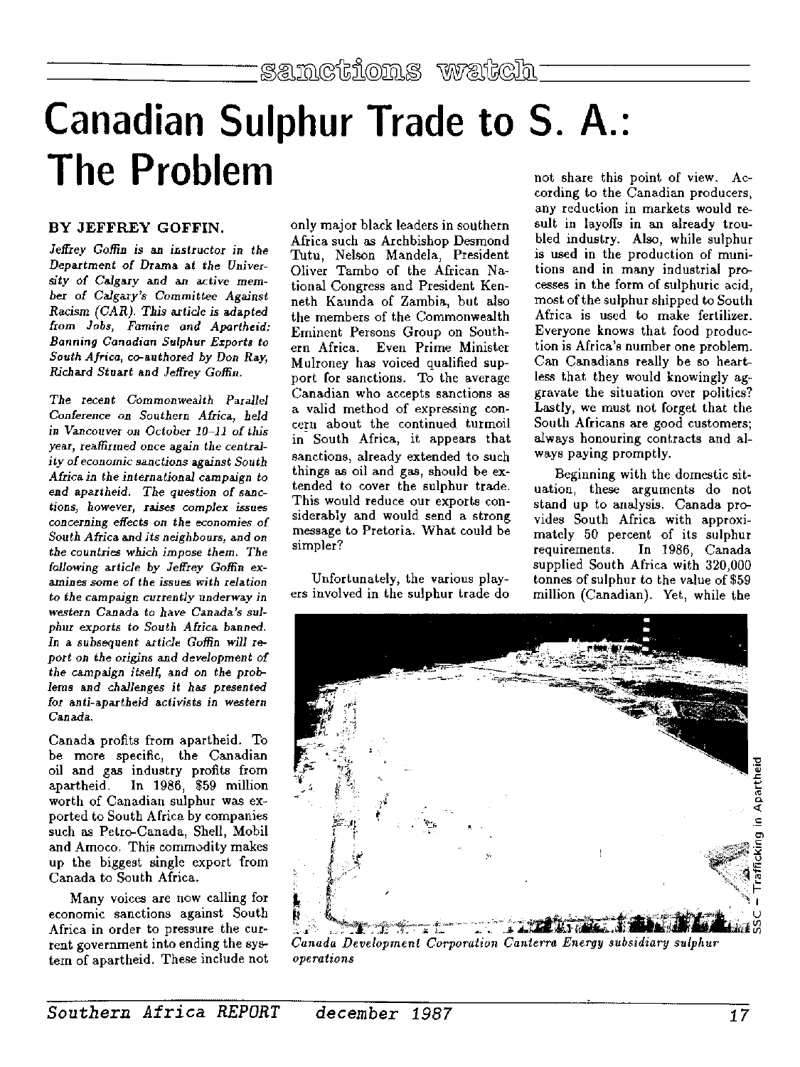sanctions watch

# Canadian Sulphur Trade to S. A.: The Problem

**BY JEFFREY GOFFIN.**

*Jeffrey Goffin is an instructor in the Department of Drama at the University of Calgary and an active member of Calgary's Committee Against Racism (CAR). This article is adapted from Jobs, Famine and Apartheid: Banning Canadian Sulphur Exports to South Africa, co-authored by Don Ray, Richard Stuart and Jeffrey Goffin.*

*The recent Commonwealth Parallel Conference on Southern Africa, held in Vancouver on October 10–11 of this year, reaffirmed once again the centrality of economic sanctions against South Africa in the international campaign to end apartheid. The question of sanctions, however, raises complex issues concerning effects on the economies of South Africa and its neighbours, and on the countries which impose them. The following article by Jeffrey Goffin examines some of the issues with relation to the campaign currently underway in western Canada to have Canada's sulphur exports to South Africa banned. In a subsequent article Goffin will report on the origins and development of the campaign itself, and on the problems and challenges it has presented for anti-apartheid activists in western Canada.*

Canada profits from apartheid. To be more specific, the Canadian oil and gas industry profits from apartheid. In 1986, $59 million worth of Canadian sulphur was exported to South Africa by companies such as Petro-Canada, Shell, Mobil and Amoco. This commodity makes up the biggest single export from Canada to South Africa.

Many voices are now calling for economic sanctions against South Africa in order to pressure the current government into ending the system of apartheid. These include not only major black leaders in southern Africa such as Archbishop Desmond Tutu, Nelson Mandela, President Oliver Tambo of the African National Congress and President Kenneth Kaunda of Zambia, but also the members of the Commonwealth Eminent Persons Group on Southern Africa. Even Prime Minister Mulroney has voiced qualified support for sanctions. To the average Canadian who accepts sanctions as a valid method of expressing concern about the continued turmoil in South Africa, it appears that sanctions, already extended to such things as oil and gas, should be extended to cover the sulphur trade. This would reduce our exports considerably and would send a strong message to Pretoria. What could be simpler?

Unfortunately, the various players involved in the sulphur trade do not share this point of view. According to the Canadian producers, any reduction in markets would result in layoffs in an already troubled industry. Also, while sulphur is used in the production of munitions and in many industrial processes in the form of sulphuric acid, most of the sulphur shipped to South Africa is used to make fertilizer. Everyone knows that food production is Africa's number one problem. Can Canadians really be so heartless that they would knowingly aggravate the situation over politics? Lastly, we must not forget that the South Africans are good customers; always honouring contracts and always paying promptly.

Beginning with the domestic situation, these arguments do not stand up to analysis. Canada provides South Africa with approximately 50 percent of its sulphur requirements. In 1986, Canada supplied South Africa with 320,000 tonnes of sulphur to the value of $59 million (Canadian). Yet, while the

*Canada Development Corporation Canterra Energy subsidiary sulphur operations*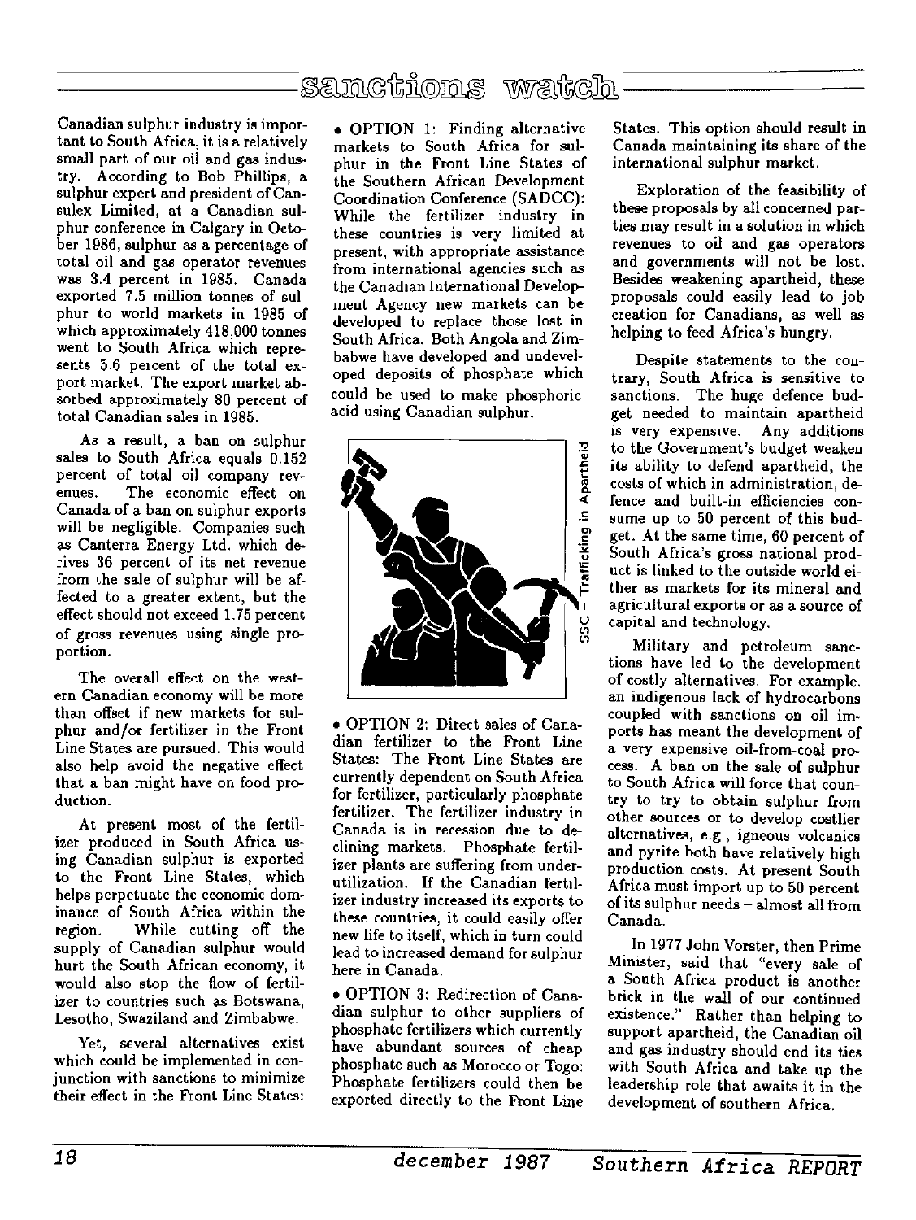Canadian sulphur industry is important to South Africa, it is a relatively small part of our oil and gas industry. According to Bob Phillips, a sulphur expert and president of Cansulex Limited, at a Canadian sulphur conference in Calgary in October 1986, sulphur as a percentage of total oil and gas operator revenues was 3.4 percent in 1985. Canada exported 7.5 million tonnes of sulphur to world markets in 1985 of which approximately 418,000 tonnes went to South Africa which represents 5.6 percent of the total export market. The export market absorbed approximately 80 percent of total Canadian sales in 1985.

As a result, a ban on sulphur sales to South Africa equals 0.152 percent of total oil company revenues. The economic effect on Canada of a ban on sulphur exports will be negligible. Companies such as Canterra Energy Ltd. which derives 36 percent of its net revenue from the sale of sulphur will be affected to a greater extent, but the effect should not exceed 1.75 percent of gross revenues using single proportion.

The overall effect on the western Canadian economy will be more than offset if new markets for sulphur and/or fertilizer in the Front Line States are pursued. This would also help avoid the negative effect that a ban might have on food production.

At present most of the fertilizer produced in South Africa using Canadian sulphur is exported to the Front Line States, which helps perpetuate the economic dominance of South Africa within the region. While cutting off the supply of Canadian sulphur would hurt the South African economy, it would also stop the flow of fertilizer to countries such as Botswana, Lesotho, Swaziland and Zimbabwe.

Yet, several alternatives exist which could be implemented in conjunction with sanctions to minimize their effect in the Front Line States:

- OPTION 1: Finding alternative markets to South Africa for sulphur in the Front Line States of the Southern African Development Coordination Conference (SADCC): While the fertilizer industry in these countries is very limited at present, with appropriate assistance from international agencies such as the Canadian International Development Agency new markets can be developed to replace those lost in South Africa. Both Angola and Zimbabwe have developed and undeveloped deposits of phosphate which could be used to make phosphoric acid using Canadian sulphur.

SSC – Trafficking in Apartheid

- OPTION 2: Direct sales of Canadian fertilizer to the Front Line States: The Front Line States are currently dependent on South Africa for fertilizer, particularly phosphate fertilizer. The fertilizer industry in Canada is in recession due to declining markets. Phosphate fertilizer plants are suffering from underutilization. If the Canadian fertilizer industry increased its exports to these countries, it could easily offer new life to itself, which in turn could lead to increased demand for sulphur here in Canada.

- OPTION 3: Redirection of Canadian sulphur to other suppliers of phosphate fertilizers which currently have abundant sources of cheap phosphate such as Morocco or Togo: Phosphate fertilizers could then be exported directly to the Front Line States. This option should result in Canada maintaining its share of the international sulphur market.

Exploration of the feasibility of these proposals by all concerned parties may result in a solution in which revenues to oil and gas operators and governments will not be lost. Besides weakening apartheid, these proposals could easily lead to job creation for Canadians, as well as helping to feed Africa's hungry.

Despite statements to the contrary, South Africa is sensitive to sanctions. The huge defence budget needed to maintain apartheid is very expensive. Any additions to the Government's budget weaken its ability to defend apartheid, the costs of which in administration, defence and built-in efficiencies consume up to 50 percent of this budget. At the same time, 60 percent of South Africa's gross national product is linked to the outside world either as markets for its mineral and agricultural exports or as a source of capital and technology.

Military and petroleum sanctions have led to the development of costly alternatives. For example, an indigenous lack of hydrocarbons coupled with sanctions on oil imports has meant the development of a very expensive oil-from-coal process. A ban on the sale of sulphur to South Africa will force that country to try to obtain sulphur from other sources or to develop costlier alternatives, e.g., igneous volcanics and pyrite both have relatively high production costs. At present South Africa must import up to 50 percent of its sulphur needs – almost all from Canada.

In 1977 John Vorster, then Prime Minister, said that "every sale of a South Africa product is another brick in the wall of our continued existence." Rather than helping to support apartheid, the Canadian oil and gas industry should end its ties with South Africa and take up the leadership role that awaits it in the development of southern Africa.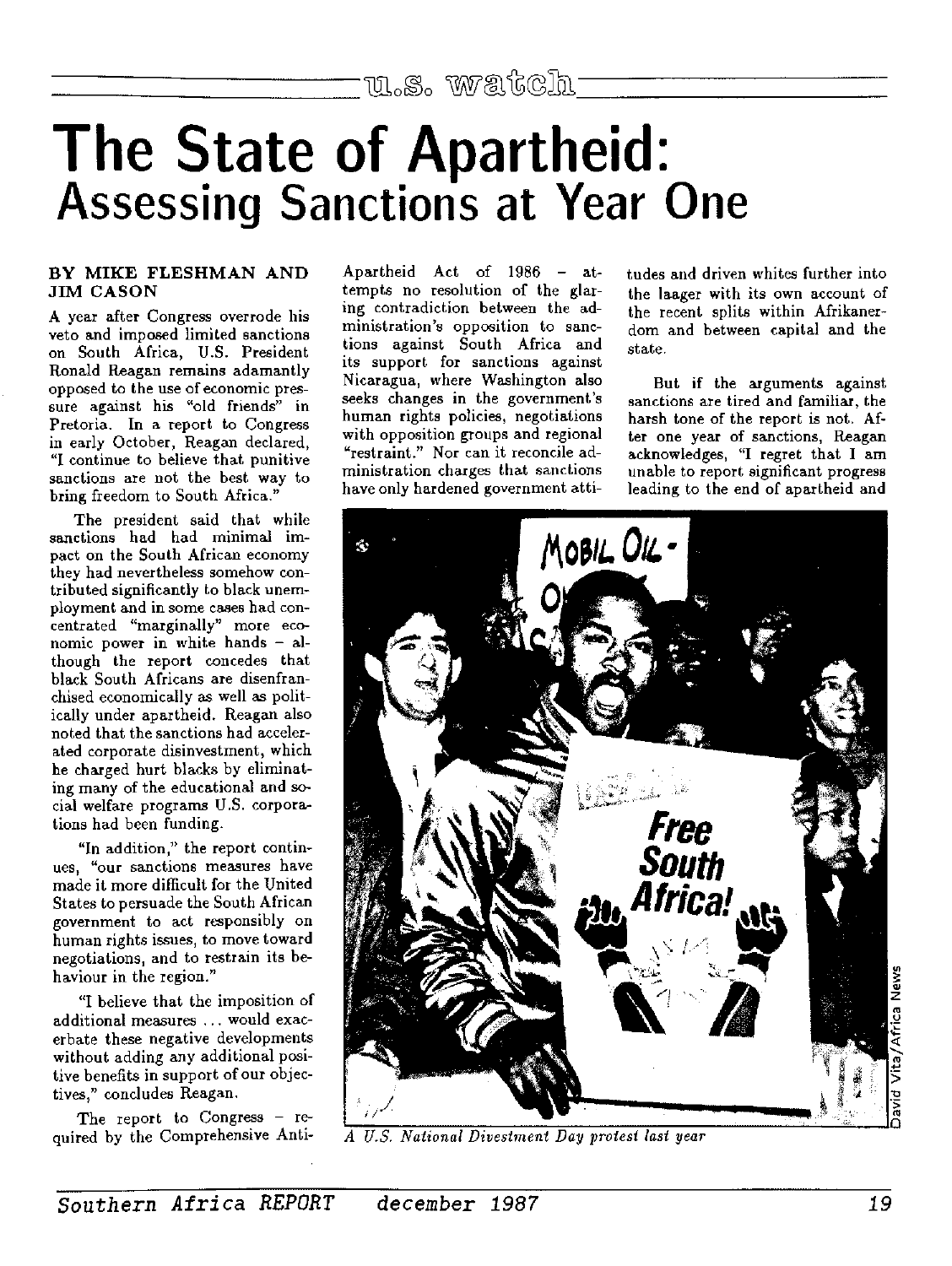u.s. watch

# The State of Apartheid: Assessing Sanctions at Year One

**BY MIKE FLESHMAN AND JIM CASON**

A year after Congress overrode his veto and imposed limited sanctions on South Africa, U.S. President Ronald Reagan remains adamantly opposed to the use of economic pressure against his "old friends" in Pretoria. In a report to Congress in early October, Reagan declared, "I continue to believe that punitive sanctions are not the best way to bring freedom to South Africa."

The president said that while sanctions had had minimal impact on the South African economy they had nevertheless somehow contributed significantly to black unemployment and in some cases had concentrated "marginally" more economic power in white hands – although the report concedes that black South Africans are disenfranchised economically as well as politically under apartheid. Reagan also noted that the sanctions had accelerated corporate disinvestment, which he charged hurt blacks by eliminating many of the educational and social welfare programs U.S. corporations had been funding.

"In addition," the report continues, "our sanctions measures have made it more difficult for the United States to persuade the South African government to act responsibly on human rights issues, to move toward negotiations, and to restrain its behaviour in the region."

"I believe that the imposition of additional measures ... would exacerbate these negative developments without adding any additional positive benefits in support of our objectives," concludes Reagan.

The report to Congress – required by the Comprehensive Anti-Apartheid Act of 1986 – attempts no resolution of the glaring contradiction between the administration's opposition to sanctions against South Africa and its support for sanctions against Nicaragua, where Washington also seeks changes in the government's human rights policies, negotiations with opposition groups and regional "restraint." Nor can it reconcile administration charges that sanctions have only hardened government attitudes and driven whites further into the laager with its own account of the recent splits within Afrikanerdom and between capital and the state.

But if the arguments against sanctions are tired and familiar, the harsh tone of the report is not. After one year of sanctions, Reagan acknowledges, "I regret that I am unable to report significant progress leading to the end of apartheid and

*A U.S. National Divestment Day protest last year*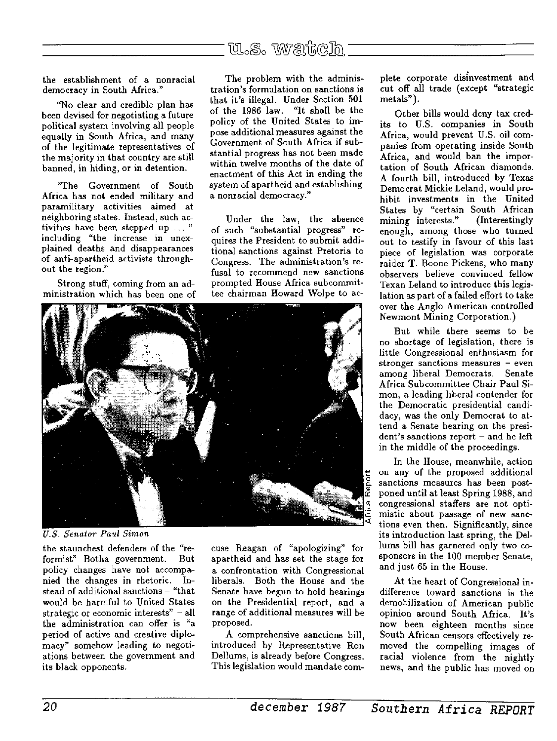the establishment of a nonracial democracy in South Africa."

"No clear and credible plan has been devised for negotiating a future political system involving all people equally in South Africa, and many of the legitimate representatives of the majority in that country are still banned, in hiding, or in detention.

"The Government of South Africa has not ended military and paramilitary activities aimed at neighboring states. Instead, such activities have been stepped up ... " including "the increase in unexplained deaths and disappearances of anti-apartheid activists throughout the region."

Strong stuff, coming from an administration which has been one of the staunchest defenders of the "reformist" Botha government. But policy changes have not accompanied the changes in rhetoric. Instead of additional sanctions – "that would be harmful to United States strategic or economic interests" – all the administration can offer is "a period of active and creative diplomacy" somehow leading to negotiations between the government and its black opponents.

*U.S. Senator Paul Simon*

The problem with the administration's formulation on sanctions is that it's illegal. Under Section 501 of the 1986 law. "It shall be the policy of the United States to impose additional measures against the Government of South Africa if substantial progress has not been made within twelve months of the date of enactment of this Act in ending the system of apartheid and establishing a nonracial democracy."

Under the law, the absence of such "substantial progress" requires the President to submit additional sanctions against Pretoria to Congress. The administration's refusal to recommend new sanctions prompted House Africa subcommittee chairman Howard Wolpe to accuse Reagan of "apologizing" for apartheid and has set the stage for a confrontation with Congressional liberals. Both the House and the Senate have begun to hold hearings on the Presidential report, and a range of additional measures will be proposed.

A comprehensive sanctions bill, introduced by Representative Ron Dellums, is already before Congress. This legislation would mandate complete corporate disinvestment and cut off all trade (except "strategic metals").

Other bills would deny tax credits to U.S. companies in South Africa, would prevent U.S. oil companies from operating inside South Africa, and would ban the importation of South African diamonds. A fourth bill, introduced by Texas Democrat Mickie Leland, would prohibit investments in the United States by "certain South African mining interests." (Interestingly enough, among those who turned out to testify in favour of this last piece of legislation was corporate raider T. Boone Pickens, who many observers believe convinced fellow Texan Leland to introduce this legislation as part of a failed effort to take over the Anglo American controlled Newmont Mining Corporation.)

But while there seems to be no shortage of legislation, there is little Congressional enthusiasm for stronger sanctions measures – even among liberal Democrats. Senate Africa Subcommittee Chair Paul Simon, a leading liberal contender for the Democratic presidential candidacy, was the only Democrat to attend a Senate hearing on the president's sanctions report – and he left in the middle of the proceedings.

In the House, meanwhile, action on any of the proposed additional sanctions measures has been postponed until at least Spring 1988, and congressional staffers are not optimistic about passage of new sanctions even then. Significantly, since its introduction last spring, the Dellums bill has garnered only two cosponsors in the 100-member Senate, and just 65 in the House.

At the heart of Congressional indifference toward sanctions is the demobilization of American public opinion around South Africa. It's now been eighteen months since South African censors effectively removed the compelling images of racial violence from the nightly news, and the public has moved on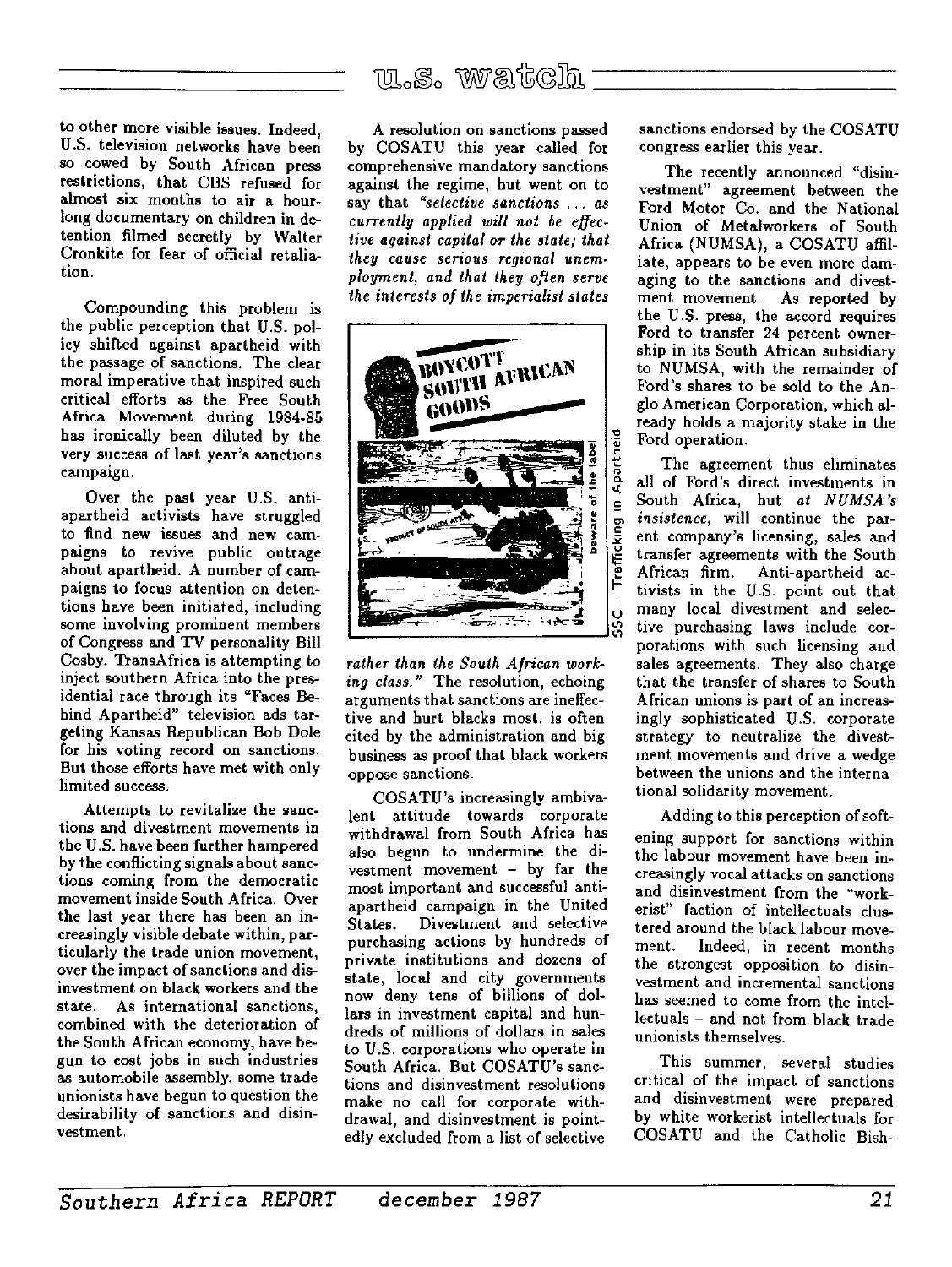to other more visible issues. Indeed, U.S. television networks have been so cowed by South African press restrictions, that CBS refused for almost six months to air a hour-long documentary on children in detention filmed secretly by Walter Cronkite for fear of official retaliation.

Compounding this problem is the public perception that U.S. policy shifted against apartheid with the passage of sanctions. The clear moral imperative that inspired such critical efforts as the Free South Africa Movement during 1984-85 has ironically been diluted by the very success of last year's sanctions campaign.

Over the past year U.S. anti-apartheid activists have struggled to find new issues and new campaigns to revive public outrage about apartheid. A number of campaigns to focus attention on detentions have been initiated, including some involving prominent members of Congress and TV personality Bill Cosby. TransAfrica is attempting to inject southern Africa into the presidential race through its "Faces Behind Apartheid" television ads targeting Kansas Republican Bob Dole for his voting record on sanctions. But those efforts have met with only limited success.

Attempts to revitalize the sanctions and divestment movements in the U.S. have been further hampered by the conflicting signals about sanctions coming from the democratic movement inside South Africa. Over the last year there has been an increasingly visible debate within, particularly the trade union movement, over the impact of sanctions and disinvestment on black workers and the state. As international sanctions, combined with the deterioration of the South African economy, have begun to cost jobs in such industries as automobile assembly, some trade unionists have begun to question the desirability of sanctions and disinvestment.

A resolution on sanctions passed by COSATU this year called for comprehensive mandatory sanctions against the regime, but went on to say that *"selective sanctions ... as currently applied will not be effective against capital or the state; that they cause serious regional unemployment, and that they often serve the interests of the imperialist states rather than the South African working class."* The resolution, echoing arguments that sanctions are ineffective and hurt blacks most, is often cited by the administration and big business as proof that black workers oppose sanctions.

BOYCOTT SOUTH AFRICAN GOODS

beware of the label

SSC – Trafficking in Apartheid

COSATU's increasingly ambivalent attitude towards corporate withdrawal from South Africa has also begun to undermine the divestment movement – by far the most important and successful anti-apartheid campaign in the United States. Divestment and selective purchasing actions by hundreds of private institutions and dozens of state, local and city governments now deny tens of billions of dollars in investment capital and hundreds of millions of dollars in sales to U.S. corporations who operate in South Africa. But COSATU's sanctions and disinvestment resolutions make no call for corporate withdrawal, and disinvestment is pointedly excluded from a list of selective sanctions endorsed by the COSATU congress earlier this year.

The recently announced "disinvestment" agreement between the Ford Motor Co. and the National Union of Metalworkers of South Africa (NUMSA), a COSATU affiliate, appears to be even more damaging to the sanctions and divestment movement. As reported by the U.S. press, the accord requires Ford to transfer 24 percent ownership in its South African subsidiary to NUMSA, with the remainder of Ford's shares to be sold to the Anglo American Corporation, which already holds a majority stake in the Ford operation.

The agreement thus eliminates all of Ford's direct investments in South Africa, but *at NUMSA's insistence,* will continue the parent company's licensing, sales and transfer agreements with the South African firm. Anti-apartheid activists in the U.S. point out that many local divestment and selective purchasing laws include corporations with such licensing and sales agreements. They also charge that the transfer of shares to South African unions is part of an increasingly sophisticated U.S. corporate strategy to neutralize the divestment movements and drive a wedge between the unions and the international solidarity movement.

Adding to this perception of softening support for sanctions within the labour movement have been increasingly vocal attacks on sanctions and disinvestment from the "workerist" faction of intellectuals clustered around the black labour movement. Indeed, in recent months the strongest opposition to disinvestment and incremental sanctions has seemed to come from the intellectuals – and not from black trade unionists themselves.

This summer, several studies critical of the impact of sanctions and disinvestment were prepared by white workerist intellectuals for COSATU and the Catholic Bish-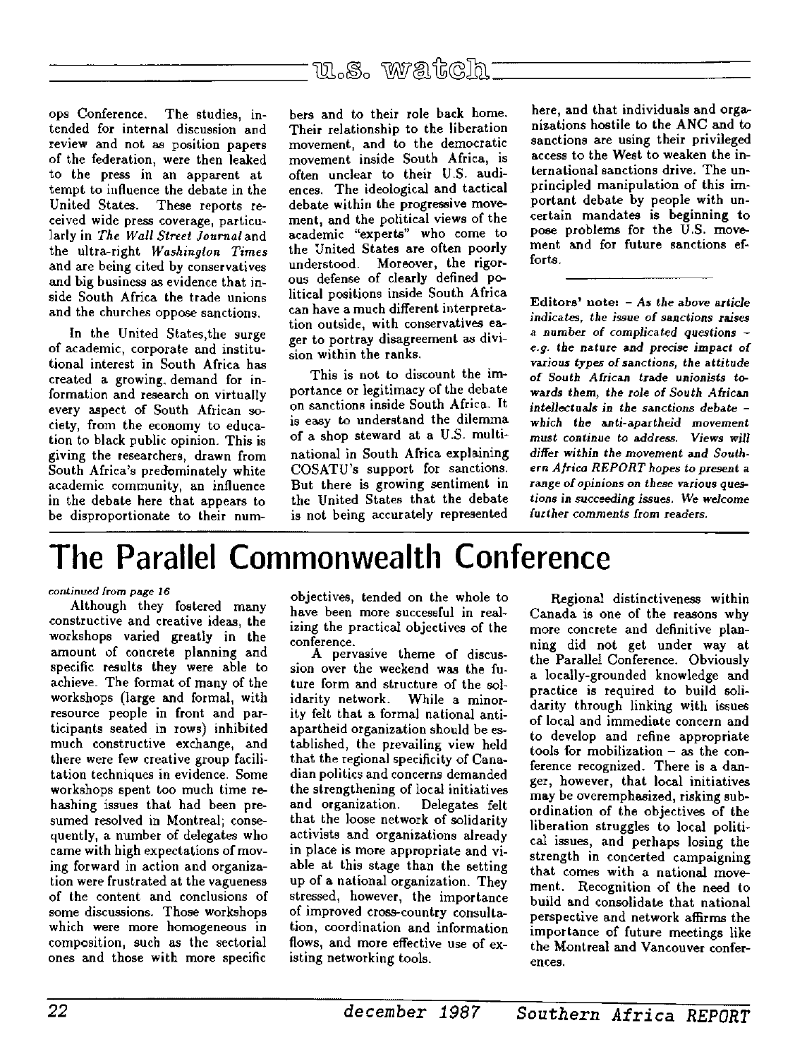ops Conference. The studies, intended for internal discussion and review and not as position papers of the federation, were then leaked to the press in an apparent attempt to influence the debate in the United States. These reports received wide press coverage, particularly in *The Wall Street Journal* and the ultra-right *Washington Times* and are being cited by conservatives and big business as evidence that inside South Africa the trade unions and the churches oppose sanctions.

In the United States,the surge of academic, corporate and institutional interest in South Africa has created a growing demand for information and research on virtually every aspect of South African society, from the economy to education to black public opinion. This is giving the researchers, drawn from South Africa's predominately white academic community, an influence in the debate here that appears to be disproportionate to their numbers and to their role back home. Their relationship to the liberation movement, and to the democratic movement inside South Africa, is often unclear to their U.S. audiences. The ideological and tactical debate within the progressive movement, and the political views of the academic "experts" who come to the United States are often poorly understood. Moreover, the rigorous defense of clearly defined political positions inside South Africa can have a much different interpretation outside, with conservatives eager to portray disagreement as division within the ranks.

This is not to discount the importance or legitimacy of the debate on sanctions inside South Africa. It is easy to understand the dilemma of a shop steward at a U.S. multinational in South Africa explaining COSATU's support for sanctions. But there is growing sentiment in the United States that the debate is not being accurately represented here, and that individuals and organizations hostile to the ANC and to sanctions are using their privileged access to the West to weaken the international sanctions drive. The unprincipled manipulation of this important debate by people with uncertain mandates is beginning to pose problems for the U.S. movement and for future sanctions efforts.

---

**Editors' note:** – *As the above article indicates, the issue of sanctions raises a number of complicated questions – e.g. the nature and precise impact of various types of sanctions, the attitude of South African trade unionists towards them, the role of South African intellectuals in the sanctions debate – which the anti-apartheid movement must continue to address. Views will differ within the movement and Southern Africa REPORT hopes to present a range of opinions on these various questions in succeeding issues. We welcome further comments from readers.*

# The Parallel Commonwealth Conference

*continued from page 16*

Although they fostered many constructive and creative ideas, the workshops varied greatly in the amount of concrete planning and specific results they were able to achieve. The format of many of the workshops (large and formal, with resource people in front and participants seated in rows) inhibited much constructive exchange, and there were few creative group facilitation techniques in evidence. Some workshops spent too much time rehashing issues that had been presumed resolved in Montreal; consequently, a number of delegates who came with high expectations of moving forward in action and organization were frustrated at the vagueness of the content and conclusions of some discussions. Those workshops which were more homogeneous in composition, such as the sectorial ones and those with more specific objectives, tended on the whole to have been more successful in realizing the practical objectives of the conference.

A pervasive theme of discussion over the weekend was the future form and structure of the solidarity network. While a minority felt that a formal national anti-apartheid organization should be established, the prevailing view held that the regional specificity of Canadian politics and concerns demanded the strengthening of local initiatives and organization. Delegates felt that the loose network of solidarity activists and organizations already in place is more appropriate and viable at this stage than the setting up of a national organization. They stressed, however, the importance of improved cross-country consultation, coordination and information flows, and more effective use of existing networking tools.

Regional distinctiveness within Canada is one of the reasons why more concrete and definitive planning did not get under way at the Parallel Conference. Obviously a locally-grounded knowledge and practice is required to build solidarity through linking with issues of local and immediate concern and to develop and refine appropriate tools for mobilization – as the conference recognized. There is a danger, however, that local initiatives may be overemphasized, risking subordination of the objectives of the liberation struggles to local political issues, and perhaps losing the strength in concerted campaigning that comes with a national movement. Recognition of the need to build and consolidate that national perspective and network affirms the importance of future meetings like the Montreal and Vancouver conferences.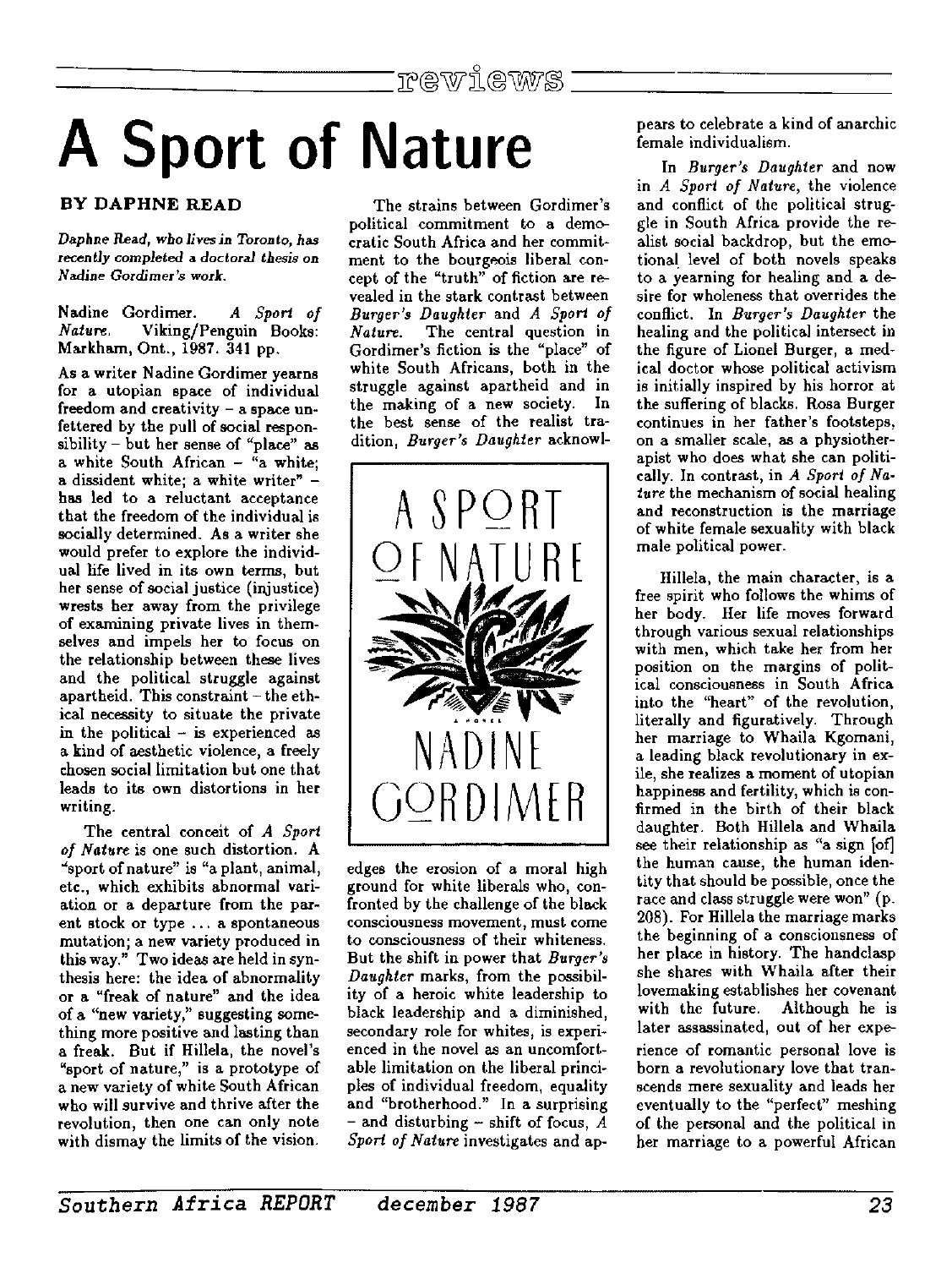reviews

# A Sport of Nature

**BY DAPHNE READ**

*Daphne Read, who lives in Toronto, has recently completed a doctoral thesis on Nadine Gordimer's work.*

Nadine Gordimer. *A Sport of Nature.* Viking/Penguin Books: Markham, Ont., 1987. 341 pp.

As a writer Nadine Gordimer yearns for a utopian space of individual freedom and creativity – a space unfettered by the pull of social responsibility – but her sense of "place" as a white South African – "a white; a dissident white; a white writer" – has led to a reluctant acceptance that the freedom of the individual is socially determined. As a writer she would prefer to explore the individual life lived in its own terms, but her sense of social justice (injustice) wrests her away from the privilege of examining private lives in themselves and impels her to focus on the relationship between these lives and the political struggle against apartheid. This constraint – the ethical necessity to situate the private in the political – is experienced as a kind of aesthetic violence, a freely chosen social limitation but one that leads to its own distortions in her writing.

The central conceit of *A Sport of Nature* is one such distortion. A "sport of nature" is "a plant, animal, etc., which exhibits abnormal variation or a departure from the parent stock or type ... a spontaneous mutation; a new variety produced in this way." Two ideas are held in synthesis here: the idea of abnormality or a "freak of nature" and the idea of a "new variety," suggesting something more positive and lasting than a freak. But if Hillela, the novel's "sport of nature," is a prototype of a new variety of white South African who will survive and thrive after the revolution, then one can only note with dismay the limits of the vision.

The strains between Gordimer's political commitment to a democratic South Africa and her commitment to the bourgeois liberal concept of the "truth" of fiction are revealed in the stark contrast between *Burger's Daughter* and *A Sport of Nature*. The central question in Gordimer's fiction is the "place" of white South Africans, both in the struggle against apartheid and in the making of a new society. In the best sense of the realist tradition, *Burger's Daughter* acknowledges the erosion of a moral high ground for white liberals who, confronted by the challenge of the black consciousness movement, must come to consciousness of their whiteness. But the shift in power that *Burger's Daughter* marks, from the possibility of a heroic white leadership to black leadership and a diminished, secondary role for whites, is experienced in the novel as an uncomfortable limitation on the liberal principles of individual freedom, equality and "brotherhood." In a surprising – and disturbing – shift of focus, *A Sport of Nature* investigates and appears to celebrate a kind of anarchic female individualism.

In *Burger's Daughter* and now in *A Sport of Nature*, the violence and conflict of the political struggle in South Africa provide the realist social backdrop, but the emotional level of both novels speaks to a yearning for healing and a desire for wholeness that overrides the conflict. In *Burger's Daughter* the healing and the political intersect in the figure of Lionel Burger, a medical doctor whose political activism is initially inspired by his horror at the suffering of blacks. Rosa Burger continues in her father's footsteps, on a smaller scale, as a physiotherapist who does what she can politically. In contrast, in *A Sport of Nature* the mechanism of social healing and reconstruction is the marriage of white female sexuality with black male political power.

Hillela, the main character, is a free spirit who follows the whims of her body. Her life moves forward through various sexual relationships with men, which take her from her position on the margins of political consciousness in South Africa into the "heart" of the revolution, literally and figuratively. Through her marriage to Whaila Kgomani, a leading black revolutionary in exile, she realizes a moment of utopian happiness and fertility, which is confirmed in the birth of their black daughter. Both Hillela and Whaila see their relationship as "a sign [of] the human cause, the human identity that should be possible, once the race and class struggle were won" (p. 208). For Hillela the marriage marks the beginning of a consciousness of her place in history. The handclasp she shares with Whaila after their lovemaking establishes her covenant with the future. Although he is later assassinated, out of her experience of romantic personal love is born a revolutionary love that transcends mere sexuality and leads her eventually to the "perfect" meshing of the personal and the political in her marriage to a powerful African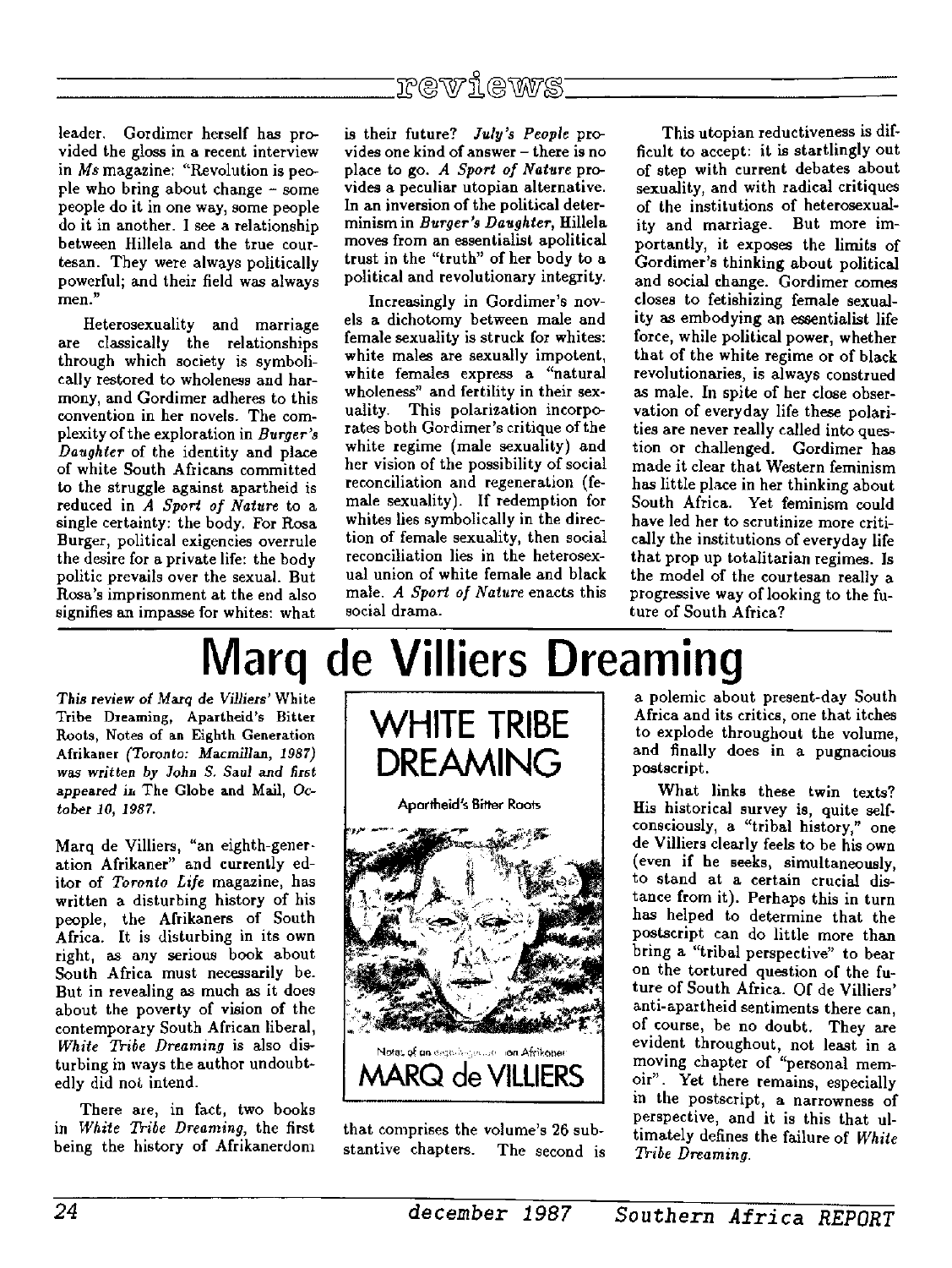leader. Gordimer herself has provided the gloss in a recent interview in *Ms* magazine: "Revolution is people who bring about change – some people do it in one way, some people do it in another. I see a relationship between Hillela and the true courtesan. They were always politically powerful; and their field was always men."

Heterosexuality and marriage are classically the relationships through which society is symbolically restored to wholeness and harmony, and Gordimer adheres to this convention in her novels. The complexity of the exploration in *Burger's Daughter* of the identity and place of white South Africans committed to the struggle against apartheid is reduced in *A Sport of Nature* to a single certainty: the body. For Rosa Burger, political exigencies overrule the desire for a private life: the body politic prevails over the sexual. But Rosa's imprisonment at the end also signifies an impasse for whites: what is their future? *July's People* provides one kind of answer – there is no place to go. *A Sport of Nature* provides a peculiar utopian alternative. In an inversion of the political determinism in *Burger's Daughter*, Hillela moves from an essentialist apolitical trust in the "truth" of her body to a political and revolutionary integrity.

Increasingly in Gordimer's novels a dichotomy between male and female sexuality is struck for whites: white males are sexually impotent, white females express a "natural wholeness" and fertility in their sexuality. This polarization incorporates both Gordimer's critique of the white regime (male sexuality) and her vision of the possibility of social reconciliation and regeneration (female sexuality). If redemption for whites lies symbolically in the direction of female sexuality, then social reconciliation lies in the heterosexual union of white female and black male. *A Sport of Nature* enacts this social drama.

This utopian reductiveness is difficult to accept: it is startlingly out of step with current debates about sexuality, and with radical critiques of the institutions of heterosexuality and marriage. But more importantly, it exposes the limits of Gordimer's thinking about political and social change. Gordimer comes closes to fetishizing female sexuality as embodying an essentialist life force, while political power, whether that of the white regime or of black revolutionaries, is always construed as male. In spite of her close observation of everyday life these polarities are never really called into question or challenged. Gordimer has made it clear that Western feminism has little place in her thinking about South Africa. Yet feminism could have led her to scrutinize more critically the institutions of everyday life that prop up totalitarian regimes. Is the model of the courtesan really a progressive way of looking to the future of South Africa?

# Marq de Villiers Dreaming

*This review of Marq de Villiers'* White Tribe Dreaming, Apartheid's Bitter Roots, Notes of an Eighth Generation Afrikaner *(Toronto: Macmillan, 1987) was written by John S. Saul and first appeared in* The Globe and Mail, *October 10, 1987.*

Marq de Villiers, "an eighth-generation Afrikaner" and currently editor of *Toronto Life* magazine, has written a disturbing history of his people, the Afrikaners of South Africa. It is disturbing in its own right, as any serious book about South Africa must necessarily be. But in revealing as much as it does about the poverty of vision of the contemporary South African liberal, *White Tribe Dreaming* is also disturbing in ways the author undoubtedly did not intend.

There are, in fact, two books in *White Tribe Dreaming*, the first being the history of Afrikanerdom that comprises the volume's 26 substantive chapters. The second is a polemic about present-day South Africa and its critics, one that itches to explode throughout the volume, and finally does in a pugnacious postscript.

What links these twin texts? His historical survey is, quite self-consciously, a "tribal history," one de Villiers clearly feels to be his own (even if he seeks, simultaneously, to stand at a certain crucial distance from it). Perhaps this in turn has helped to determine that the postscript can do little more than bring a "tribal perspective" to bear on the tortured question of the future of South Africa. Of de Villiers' anti-apartheid sentiments there can, of course, be no doubt. They are evident throughout, not least in a moving chapter of "personal memoir". Yet there remains, especially in the postscript, a narrowness of perspective, and it is this that ultimately defines the failure of *White Tribe Dreaming*.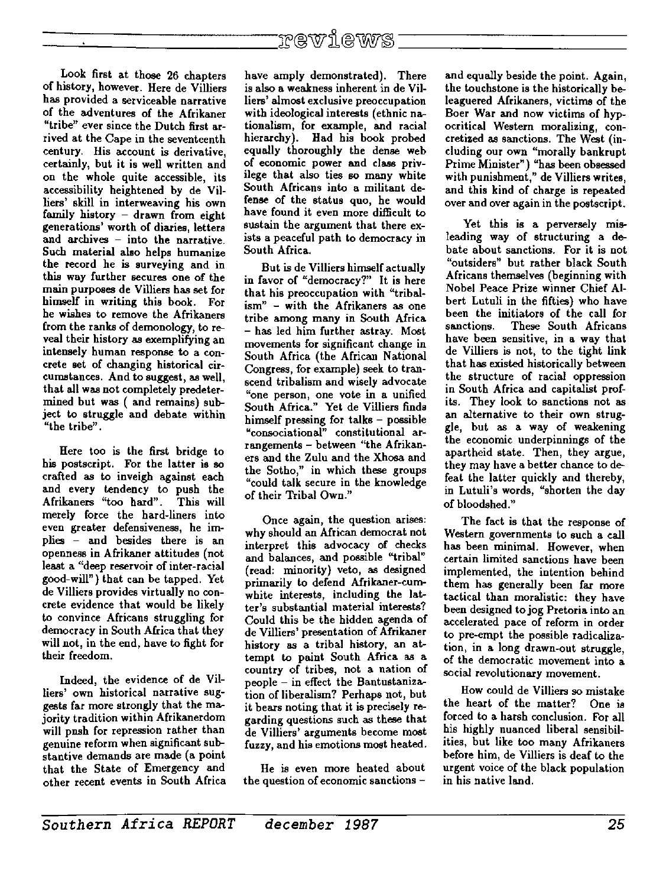Look first at those 26 chapters of history, however. Here de Villiers has provided a serviceable narrative of the adventures of the Afrikaner "tribe" ever since the Dutch first arrived at the Cape in the seventeenth century. His account is derivative, certainly, but it is well written and on the whole quite accessible, its accessibility heightened by de Villiers' skill in interweaving his own family history – drawn from eight generations' worth of diaries, letters and archives – into the narrative. Such material also helps humanize the record he is surveying and in this way further secures one of the main purposes de Villiers has set for himself in writing this book. For he wishes to remove the Afrikaners from the ranks of demonology, to reveal their history as exemplifying an intensely human response to a concrete set of changing historical circumstances. And to suggest, as well, that all was not completely predetermined but was ( and remains) subject to struggle and debate within "the tribe".

Here too is the first bridge to his postscript. For the latter is so crafted as to inveigh against each and every tendency to push the Afrikaners "too hard". This will merely force the hard-liners into even greater defensiveness, he implies – and besides there is an openness in Afrikaner attitudes (not least a "deep reservoir of inter-racial good-will") that can be tapped. Yet de Villiers provides virtually no concrete evidence that would be likely to convince Africans struggling for democracy in South Africa that they will not, in the end, have to fight for their freedom.

Indeed, the evidence of de Villiers' own historical narrative suggests far more strongly that the majority tradition within Afrikanerdom will push for repression rather than genuine reform when significant substantive demands are made (a point that the State of Emergency and other recent events in South Africa have amply demonstrated). There is also a weakness inherent in de Villiers' almost exclusive preoccupation with ideological interests (ethnic nationalism, for example, and racial hierarchy). Had his book probed equally thoroughly the dense web of economic power and class privilege that also ties so many white South Africans into a militant defense of the status quo, he would have found it even more difficult to sustain the argument that there exists a peaceful path to democracy in South Africa.

But is de Villiers himself actually in favor of "democracy?" It is here that his preoccupation with "tribalism" – with the Afrikaners as one tribe among many in South Africa – has led him further astray. Most movements for significant change in South Africa (the African National Congress, for example) seek to transcend tribalism and wisely advocate "one person, one vote in a unified South Africa." Yet de Villiers finds himself pressing for talks – possible "consociational" constitutional arrangements – between "the Afrikaners and the Zulu and the Xhosa and the Sotho," in which these groups "could talk secure in the knowledge of their Tribal Own."

Once again, the question arises: why should an African democrat not interpret this advocacy of checks and balances, and possible "tribal" (read: minority) veto, as designed primarily to defend Afrikaner-cum-white interests, including the latter's substantial material interests? Could this be the hidden agenda of de Villiers' presentation of Afrikaner history as a tribal history, an attempt to paint South Africa as a country of tribes, not a nation of people – in effect the Bantustanization of liberalism? Perhaps not, but it bears noting that it is precisely regarding questions such as these that de Villiers' arguments become most fuzzy, and his emotions most heated.

He is even more heated about the question of economic sanctions – and equally beside the point. Again, the touchstone is the historically beleaguered Afrikaners, victims of the Boer War and now victims of hypocritical Western moralizing, concretized as sanctions. The West (including our own "morally bankrupt Prime Minister") "has been obsessed with punishment," de Villiers writes, and this kind of charge is repeated over and over again in the postscript.

Yet this is a perversely misleading way of structuring a debate about sanctions. For it is not "outsiders" but rather black South Africans themselves (beginning with Nobel Peace Prize winner Chief Albert Lutuli in the fifties) who have been the initiators of the call for sanctions. These South Africans have been sensitive, in a way that de Villiers is not, to the tight link that has existed historically between the structure of racial oppression in South Africa and capitalist profits. They look to sanctions not as an alternative to their own struggle, but as a way of weakening the economic underpinnings of the apartheid state. Then, they argue, they may have a better chance to defeat the latter quickly and thereby, in Lutuli's words, "shorten the day of bloodshed."

The fact is that the response of Western governments to such a call has been minimal. However, when certain limited sanctions have been implemented, the intention behind them has generally been far more tactical than moralistic: they have been designed to jog Pretoria into an accelerated pace of reform in order to pre-empt the possible radicalization, in a long drawn-out struggle, of the democratic movement into a social revolutionary movement.

How could de Villiers so mistake the heart of the matter? One is forced to a harsh conclusion. For all his highly nuanced liberal sensibilities, but like too many Afrikaners before him, de Villiers is deaf to the urgent voice of the black population in his native land.